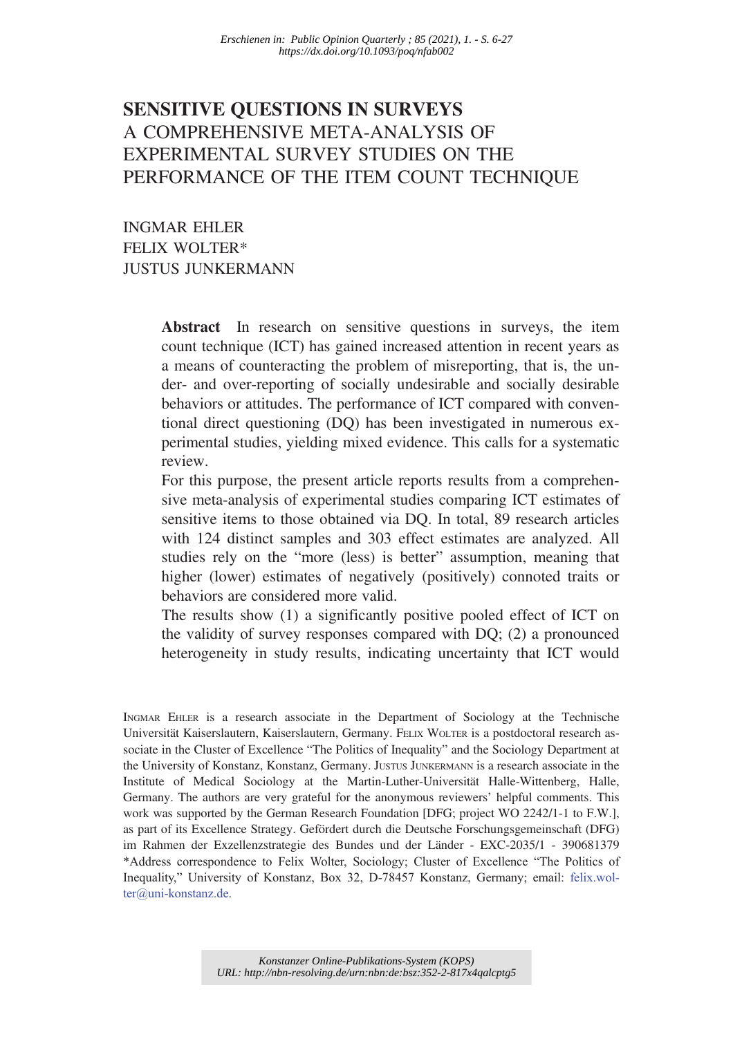*Erschienen in: Public Opinion Quarterly ; 85 (2021), 1. - S. 6-27*
*https://dx.doi.org/10.1093/poq/nfab002*

# SENSITIVE QUESTIONS IN SURVEYS
## A COMPREHENSIVE META-ANALYSIS OF EXPERIMENTAL SURVEY STUDIES ON THE PERFORMANCE OF THE ITEM COUNT TECHNIQUE

INGMAR EHLER
FELIX WOLTER*
JUSTUS JUNKERMANN

**Abstract** In research on sensitive questions in surveys, the item count technique (ICT) has gained increased attention in recent years as a means of counteracting the problem of misreporting, that is, the under- and over-reporting of socially undesirable and socially desirable behaviors or attitudes. The performance of ICT compared with conventional direct questioning (DQ) has been investigated in numerous experimental studies, yielding mixed evidence. This calls for a systematic review.

For this purpose, the present article reports results from a comprehensive meta-analysis of experimental studies comparing ICT estimates of sensitive items to those obtained via DQ. In total, 89 research articles with 124 distinct samples and 303 effect estimates are analyzed. All studies rely on the "more (less) is better" assumption, meaning that higher (lower) estimates of negatively (positively) connoted traits or behaviors are considered more valid.

The results show (1) a significantly positive pooled effect of ICT on the validity of survey responses compared with DQ; (2) a pronounced heterogeneity in study results, indicating uncertainty that ICT would

INGMAR EHLER is a research associate in the Department of Sociology at the Technische Universität Kaiserslautern, Kaiserslautern, Germany. FELIX WOLTER is a postdoctoral research associate in the Cluster of Excellence "The Politics of Inequality" and the Sociology Department at the University of Konstanz, Konstanz, Germany. JUSTUS JUNKERMANN is a research associate in the Institute of Medical Sociology at the Martin-Luther-Universität Halle-Wittenberg, Halle, Germany. The authors are very grateful for the anonymous reviewers' helpful comments. This work was supported by the German Research Foundation [DFG; project WO 2242/1-1 to F.W.], as part of its Excellence Strategy. Gefördert durch die Deutsche Forschungsgemeinschaft (DFG) im Rahmen der Exzellenzstrategie des Bundes und der Länder - EXC-2035/1 - 390681379 *Address correspondence to Felix Wolter, Sociology; Cluster of Excellence "The Politics of Inequality," University of Konstanz, Box 32, D-78457 Konstanz, Germany; email: felix.wolter@uni-konstanz.de.

*Konstanzer Online-Publikations-System (KOPS)*
*URL: http://nbn-resolving.de/urn:nbn:de:bsz:352-2-817x4qalcptg5*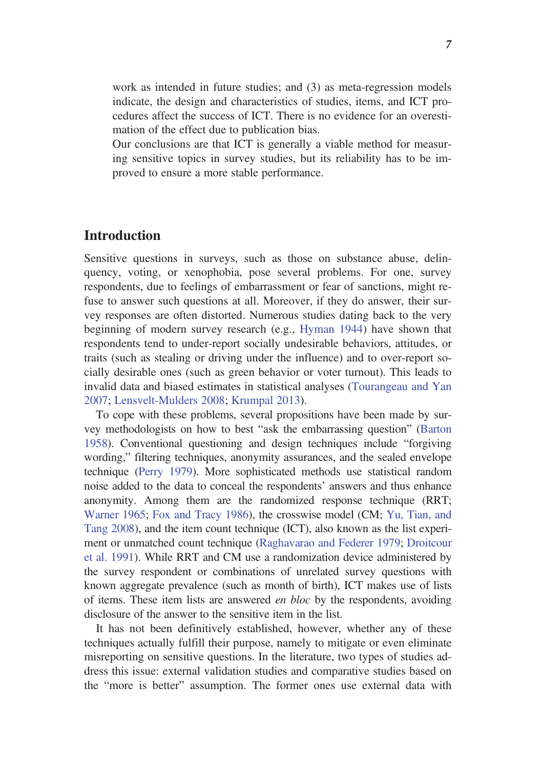work as intended in future studies; and (3) as meta-regression models indicate, the design and characteristics of studies, items, and ICT procedures affect the success of ICT. There is no evidence for an overestimation of the effect due to publication bias.

Our conclusions are that ICT is generally a viable method for measuring sensitive topics in survey studies, but its reliability has to be improved to ensure a more stable performance.

## Introduction

Sensitive questions in surveys, such as those on substance abuse, delinquency, voting, or xenophobia, pose several problems. For one, survey respondents, due to feelings of embarrassment or fear of sanctions, might refuse to answer such questions at all. Moreover, if they do answer, their survey responses are often distorted. Numerous studies dating back to the very beginning of modern survey research (e.g., Hyman 1944) have shown that respondents tend to under-report socially undesirable behaviors, attitudes, or traits (such as stealing or driving under the influence) and to over-report socially desirable ones (such as green behavior or voter turnout). This leads to invalid data and biased estimates in statistical analyses (Tourangeau and Yan 2007; Lensvelt-Mulders 2008; Krumpal 2013).

To cope with these problems, several propositions have been made by survey methodologists on how to best "ask the embarrassing question" (Barton 1958). Conventional questioning and design techniques include "forgiving wording," filtering techniques, anonymity assurances, and the sealed envelope technique (Perry 1979). More sophisticated methods use statistical random noise added to the data to conceal the respondents' answers and thus enhance anonymity. Among them are the randomized response technique (RRT; Warner 1965; Fox and Tracy 1986), the crosswise model (CM; Yu, Tian, and Tang 2008), and the item count technique (ICT), also known as the list experiment or unmatched count technique (Raghavarao and Federer 1979; Droitcour et al. 1991). While RRT and CM use a randomization device administered by the survey respondent or combinations of unrelated survey questions with known aggregate prevalence (such as month of birth), ICT makes use of lists of items. These item lists are answered *en bloc* by the respondents, avoiding disclosure of the answer to the sensitive item in the list.

It has not been definitively established, however, whether any of these techniques actually fulfill their purpose, namely to mitigate or even eliminate misreporting on sensitive questions. In the literature, two types of studies address this issue: external validation studies and comparative studies based on the "more is better" assumption. The former ones use external data with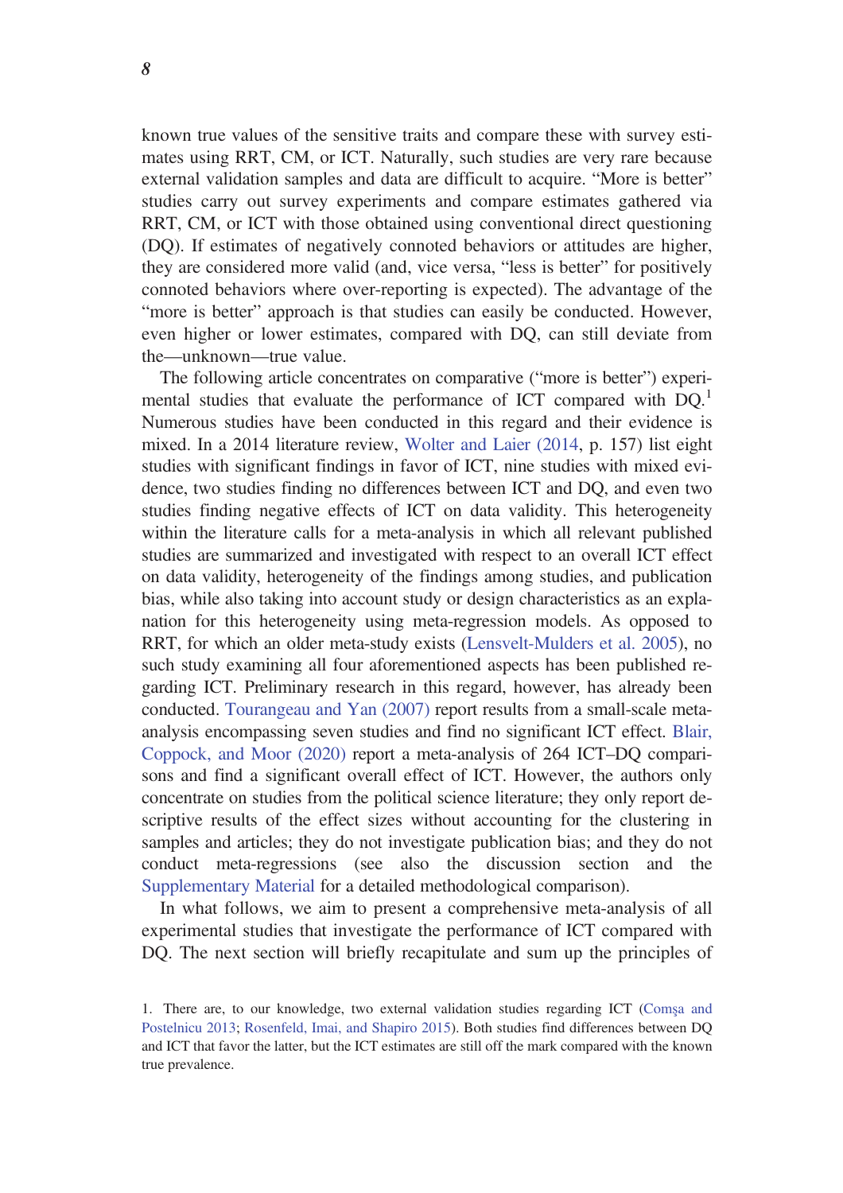known true values of the sensitive traits and compare these with survey estimates using RRT, CM, or ICT. Naturally, such studies are very rare because external validation samples and data are difficult to acquire. "More is better" studies carry out survey experiments and compare estimates gathered via RRT, CM, or ICT with those obtained using conventional direct questioning (DQ). If estimates of negatively connoted behaviors or attitudes are higher, they are considered more valid (and, vice versa, "less is better" for positively connoted behaviors where over-reporting is expected). The advantage of the "more is better" approach is that studies can easily be conducted. However, even higher or lower estimates, compared with DQ, can still deviate from the—unknown—true value.

The following article concentrates on comparative ("more is better") experimental studies that evaluate the performance of ICT compared with DQ.[1] Numerous studies have been conducted in this regard and their evidence is mixed. In a 2014 literature review, Wolter and Laier (2014, p. 157) list eight studies with significant findings in favor of ICT, nine studies with mixed evidence, two studies finding no differences between ICT and DQ, and even two studies finding negative effects of ICT on data validity. This heterogeneity within the literature calls for a meta-analysis in which all relevant published studies are summarized and investigated with respect to an overall ICT effect on data validity, heterogeneity of the findings among studies, and publication bias, while also taking into account study or design characteristics as an explanation for this heterogeneity using meta-regression models. As opposed to RRT, for which an older meta-study exists (Lensvelt-Mulders et al. 2005), no such study examining all four aforementioned aspects has been published regarding ICT. Preliminary research in this regard, however, has already been conducted. Tourangeau and Yan (2007) report results from a small-scale meta-analysis encompassing seven studies and find no significant ICT effect. Blair, Coppock, and Moor (2020) report a meta-analysis of 264 ICT–DQ comparisons and find a significant overall effect of ICT. However, the authors only concentrate on studies from the political science literature; they only report descriptive results of the effect sizes without accounting for the clustering in samples and articles; they do not investigate publication bias; and they do not conduct meta-regressions (see also the discussion section and the Supplementary Material for a detailed methodological comparison).

In what follows, we aim to present a comprehensive meta-analysis of all experimental studies that investigate the performance of ICT compared with DQ. The next section will briefly recapitulate and sum up the principles of

1. There are, to our knowledge, two external validation studies regarding ICT (Comşa and Postelnicu 2013; Rosenfeld, Imai, and Shapiro 2015). Both studies find differences between DQ and ICT that favor the latter, but the ICT estimates are still off the mark compared with the known true prevalence.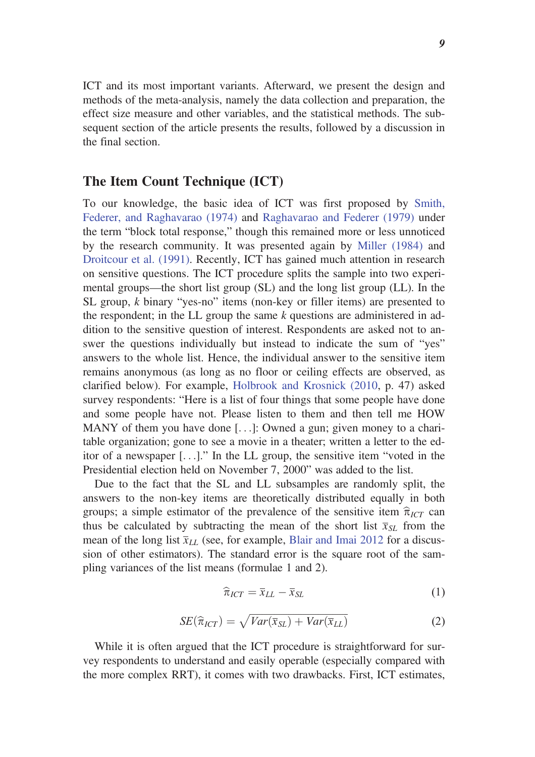ICT and its most important variants. Afterward, we present the design and methods of the meta-analysis, namely the data collection and preparation, the effect size measure and other variables, and the statistical methods. The subsequent section of the article presents the results, followed by a discussion in the final section.

## The Item Count Technique (ICT)

To our knowledge, the basic idea of ICT was first proposed by Smith, Federer, and Raghavarao (1974) and Raghavarao and Federer (1979) under the term "block total response," though this remained more or less unnoticed by the research community. It was presented again by Miller (1984) and Droitcour et al. (1991). Recently, ICT has gained much attention in research on sensitive questions. The ICT procedure splits the sample into two experimental groups—the short list group (SL) and the long list group (LL). In the SL group, $k$ binary "yes-no" items (non-key or filler items) are presented to the respondent; in the LL group the same $k$ questions are administered in addition to the sensitive question of interest. Respondents are asked not to answer the questions individually but instead to indicate the sum of "yes" answers to the whole list. Hence, the individual answer to the sensitive item remains anonymous (as long as no floor or ceiling effects are observed, as clarified below). For example, Holbrook and Krosnick (2010, p. 47) asked survey respondents: "Here is a list of four things that some people have done and some people have not. Please listen to them and then tell me HOW MANY of them you have done [...]: Owned a gun; given money to a charitable organization; gone to see a movie in a theater; written a letter to the editor of a newspaper [...]." In the LL group, the sensitive item "voted in the Presidential election held on November 7, 2000" was added to the list.

Due to the fact that the SL and LL subsamples are randomly split, the answers to the non-key items are theoretically distributed equally in both groups; a simple estimator of the prevalence of the sensitive item $\widehat{\pi}_{ICT}$ can thus be calculated by subtracting the mean of the short list $\overline{x}_{SL}$ from the mean of the long list $\overline{x}_{LL}$ (see, for example, Blair and Imai 2012 for a discussion of other estimators). The standard error is the square root of the sampling variances of the list means (formulae 1 and 2).

$$\widehat{\pi}_{ICT} = \overline{x}_{LL} - \overline{x}_{SL} \tag{1}$$

$$SE(\widehat{\pi}_{ICT}) = \sqrt{Var(\overline{x}_{SL}) + Var(\overline{x}_{LL})} \tag{2}$$

While it is often argued that the ICT procedure is straightforward for survey respondents to understand and easily operable (especially compared with the more complex RRT), it comes with two drawbacks. First, ICT estimates,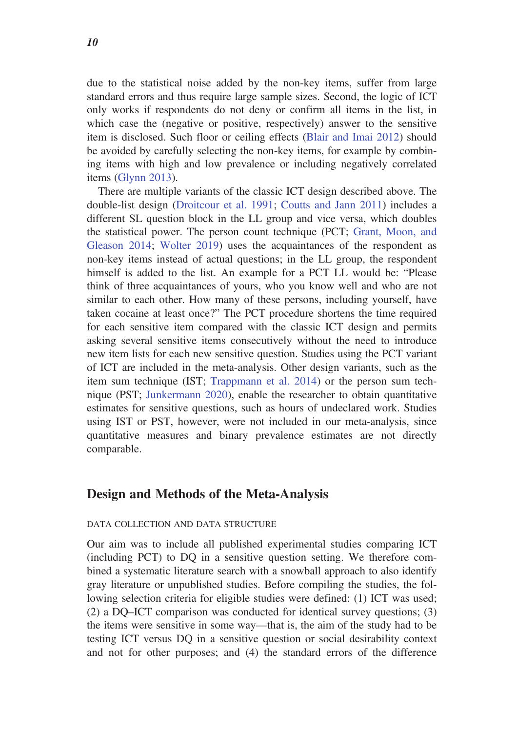due to the statistical noise added by the non-key items, suffer from large standard errors and thus require large sample sizes. Second, the logic of ICT only works if respondents do not deny or confirm all items in the list, in which case the (negative or positive, respectively) answer to the sensitive item is disclosed. Such floor or ceiling effects (Blair and Imai 2012) should be avoided by carefully selecting the non-key items, for example by combining items with high and low prevalence or including negatively correlated items (Glynn 2013).

There are multiple variants of the classic ICT design described above. The double-list design (Droitcour et al. 1991; Coutts and Jann 2011) includes a different SL question block in the LL group and vice versa, which doubles the statistical power. The person count technique (PCT; Grant, Moon, and Gleason 2014; Wolter 2019) uses the acquaintances of the respondent as non-key items instead of actual questions; in the LL group, the respondent himself is added to the list. An example for a PCT LL would be: "Please think of three acquaintances of yours, who you know well and who are not similar to each other. How many of these persons, including yourself, have taken cocaine at least once?" The PCT procedure shortens the time required for each sensitive item compared with the classic ICT design and permits asking several sensitive items consecutively without the need to introduce new item lists for each new sensitive question. Studies using the PCT variant of ICT are included in the meta-analysis. Other design variants, such as the item sum technique (IST; Trappmann et al. 2014) or the person sum technique (PST; Junkermann 2020), enable the researcher to obtain quantitative estimates for sensitive questions, such as hours of undeclared work. Studies using IST or PST, however, were not included in our meta-analysis, since quantitative measures and binary prevalence estimates are not directly comparable.

## Design and Methods of the Meta-Analysis

### DATA COLLECTION AND DATA STRUCTURE

Our aim was to include all published experimental studies comparing ICT (including PCT) to DQ in a sensitive question setting. We therefore combined a systematic literature search with a snowball approach to also identify gray literature or unpublished studies. Before compiling the studies, the following selection criteria for eligible studies were defined: (1) ICT was used; (2) a DQ–ICT comparison was conducted for identical survey questions; (3) the items were sensitive in some way—that is, the aim of the study had to be testing ICT versus DQ in a sensitive question or social desirability context and not for other purposes; and (4) the standard errors of the difference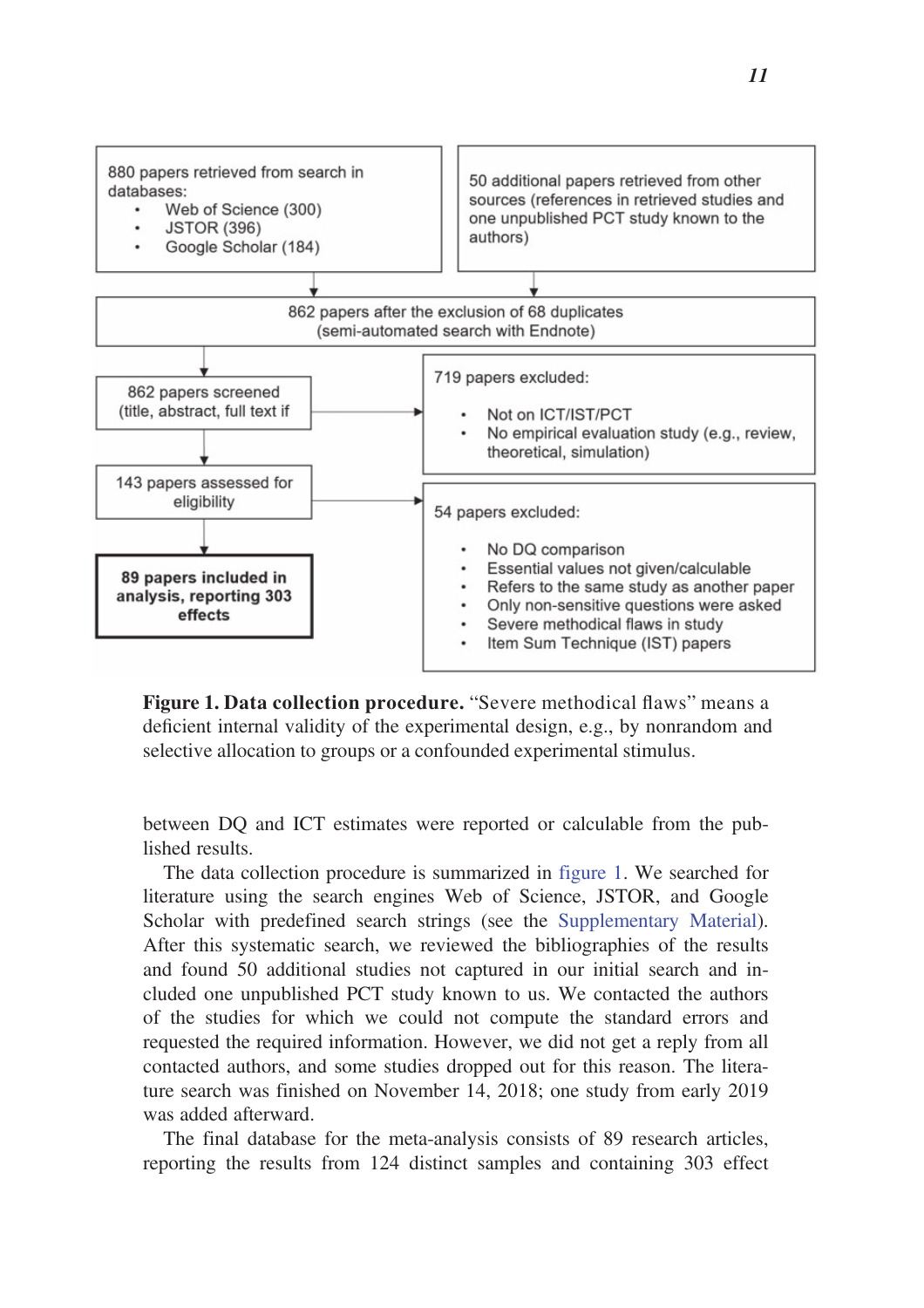880 papers retrieved from search in databases:

- Web of Science (300)
- JSTOR (396)
- Google Scholar (184)

50 additional papers retrieved from other sources (references in retrieved studies and one unpublished PCT study known to the authors)

862 papers after the exclusion of 68 duplicates (semi-automated search with Endnote)

862 papers screened (title, abstract, full text if

719 papers excluded:

- Not on ICT/IST/PCT
- No empirical evaluation study (e.g., review, theoretical, simulation)

143 papers assessed for eligibility

54 papers excluded:

- No DQ comparison
- Essential values not given/calculable
- Refers to the same study as another paper
- Only non-sensitive questions were asked
- Severe methodical flaws in study
- Item Sum Technique (IST) papers

**89 papers included in analysis, reporting 303 effects**

**Figure 1. Data collection procedure.** "Severe methodical flaws" means a deficient internal validity of the experimental design, e.g., by nonrandom and selective allocation to groups or a confounded experimental stimulus.

between DQ and ICT estimates were reported or calculable from the published results.

The data collection procedure is summarized in figure 1. We searched for literature using the search engines Web of Science, JSTOR, and Google Scholar with predefined search strings (see the Supplementary Material). After this systematic search, we reviewed the bibliographies of the results and found 50 additional studies not captured in our initial search and included one unpublished PCT study known to us. We contacted the authors of the studies for which we could not compute the standard errors and requested the required information. However, we did not get a reply from all contacted authors, and some studies dropped out for this reason. The literature search was finished on November 14, 2018; one study from early 2019 was added afterward.

The final database for the meta-analysis consists of 89 research articles, reporting the results from 124 distinct samples and containing 303 effect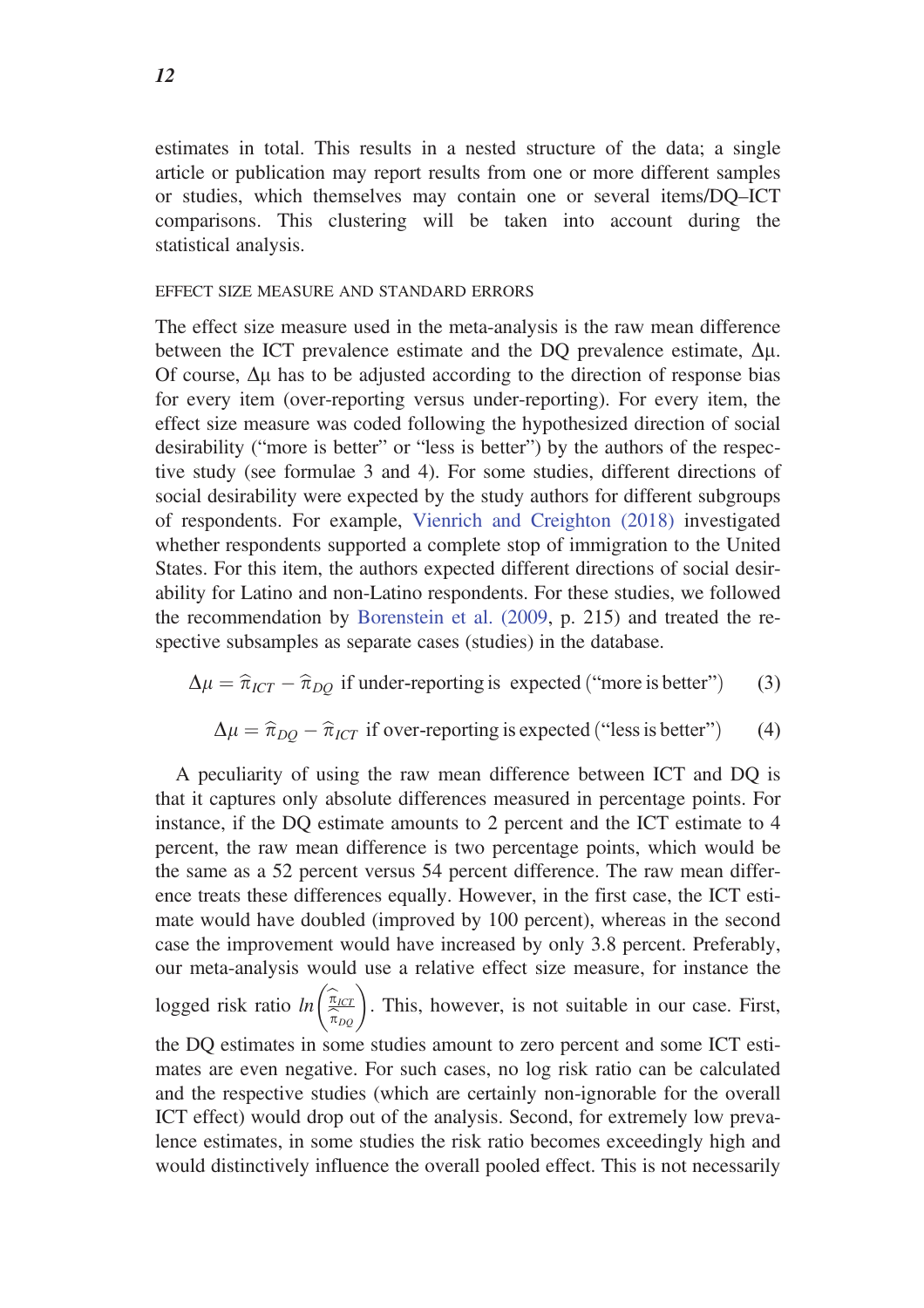estimates in total. This results in a nested structure of the data; a single article or publication may report results from one or more different samples or studies, which themselves may contain one or several items/DQ–ICT comparisons. This clustering will be taken into account during the statistical analysis.

### EFFECT SIZE MEASURE AND STANDARD ERRORS

The effect size measure used in the meta-analysis is the raw mean difference between the ICT prevalence estimate and the DQ prevalence estimate, $\Delta\mu$. Of course, $\Delta\mu$ has to be adjusted according to the direction of response bias for every item (over-reporting versus under-reporting). For every item, the effect size measure was coded following the hypothesized direction of social desirability ("more is better" or "less is better") by the authors of the respective study (see formulae 3 and 4). For some studies, different directions of social desirability were expected by the study authors for different subgroups of respondents. For example, Vienrich and Creighton (2018) investigated whether respondents supported a complete stop of immigration to the United States. For this item, the authors expected different directions of social desirability for Latino and non-Latino respondents. For these studies, we followed the recommendation by Borenstein et al. (2009, p. 215) and treated the respective subsamples as separate cases (studies) in the database.

$$\Delta\mu = \widehat{\pi}_{ICT} - \widehat{\pi}_{DQ} \text{ if under-reporting is expected ("more is better")} \quad (3)$$

$$\Delta\mu = \widehat{\pi}_{DQ} - \widehat{\pi}_{ICT} \text{ if over-reporting is expected ("less is better")} \quad (4)$$

A peculiarity of using the raw mean difference between ICT and DQ is that it captures only absolute differences measured in percentage points. For instance, if the DQ estimate amounts to 2 percent and the ICT estimate to 4 percent, the raw mean difference is two percentage points, which would be the same as a 52 percent versus 54 percent difference. The raw mean difference treats these differences equally. However, in the first case, the ICT estimate would have doubled (improved by 100 percent), whereas in the second case the improvement would have increased by only 3.8 percent. Preferably, our meta-analysis would use a relative effect size measure, for instance the logged risk ratio $ln\left(\frac{\widehat{\pi}_{ICT}}{\widehat{\pi}_{DQ}}\right)$. This, however, is not suitable in our case. First, the DQ estimates in some studies amount to zero percent and some ICT estimates are even negative. For such cases, no log risk ratio can be calculated and the respective studies (which are certainly non-ignorable for the overall ICT effect) would drop out of the analysis. Second, for extremely low prevalence estimates, in some studies the risk ratio becomes exceedingly high and would distinctively influence the overall pooled effect. This is not necessarily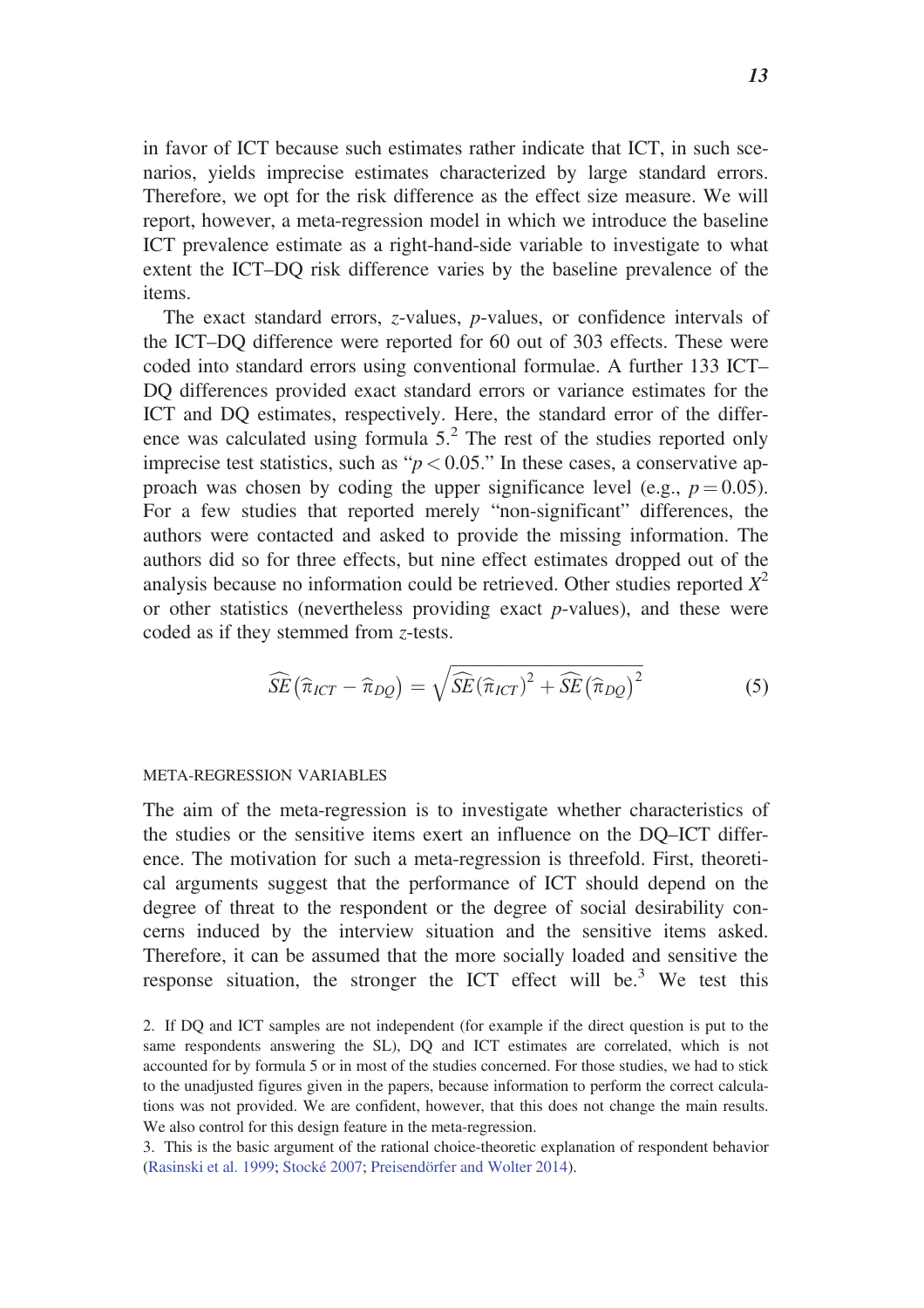in favor of ICT because such estimates rather indicate that ICT, in such scenarios, yields imprecise estimates characterized by large standard errors. Therefore, we opt for the risk difference as the effect size measure. We will report, however, a meta-regression model in which we introduce the baseline ICT prevalence estimate as a right-hand-side variable to investigate to what extent the ICT–DQ risk difference varies by the baseline prevalence of the items.

The exact standard errors, *z*-values, *p*-values, or confidence intervals of the ICT–DQ difference were reported for 60 out of 303 effects. These were coded into standard errors using conventional formulae. A further 133 ICT–DQ differences provided exact standard errors or variance estimates for the ICT and DQ estimates, respectively. Here, the standard error of the difference was calculated using formula 5.[2] The rest of the studies reported only imprecise test statistics, such as "$p < 0.05$." In these cases, a conservative approach was chosen by coding the upper significance level (e.g., $p = 0.05$). For a few studies that reported merely "non-significant" differences, the authors were contacted and asked to provide the missing information. The authors did so for three effects, but nine effect estimates dropped out of the analysis because no information could be retrieved. Other studies reported $X^2$ or other statistics (nevertheless providing exact *p*-values), and these were coded as if they stemmed from *z*-tests.

$$\widehat{SE}\left(\hat{\pi}_{ICT} - \hat{\pi}_{DQ}\right) = \sqrt{\widehat{SE}\left(\hat{\pi}_{ICT}\right)^2 + \widehat{SE}\left(\hat{\pi}_{DQ}\right)^2} \tag{5}$$

#### META-REGRESSION VARIABLES

The aim of the meta-regression is to investigate whether characteristics of the studies or the sensitive items exert an influence on the DQ–ICT difference. The motivation for such a meta-regression is threefold. First, theoretical arguments suggest that the performance of ICT should depend on the degree of threat to the respondent or the degree of social desirability concerns induced by the interview situation and the sensitive items asked. Therefore, it can be assumed that the more socially loaded and sensitive the response situation, the stronger the ICT effect will be.[3] We test this

2. If DQ and ICT samples are not independent (for example if the direct question is put to the same respondents answering the SL), DQ and ICT estimates are correlated, which is not accounted for by formula 5 or in most of the studies concerned. For those studies, we had to stick to the unadjusted figures given in the papers, because information to perform the correct calculations was not provided. We are confident, however, that this does not change the main results. We also control for this design feature in the meta-regression.

3. This is the basic argument of the rational choice-theoretic explanation of respondent behavior (Rasinski et al. 1999; Stocké 2007; Preisendörfer and Wolter 2014).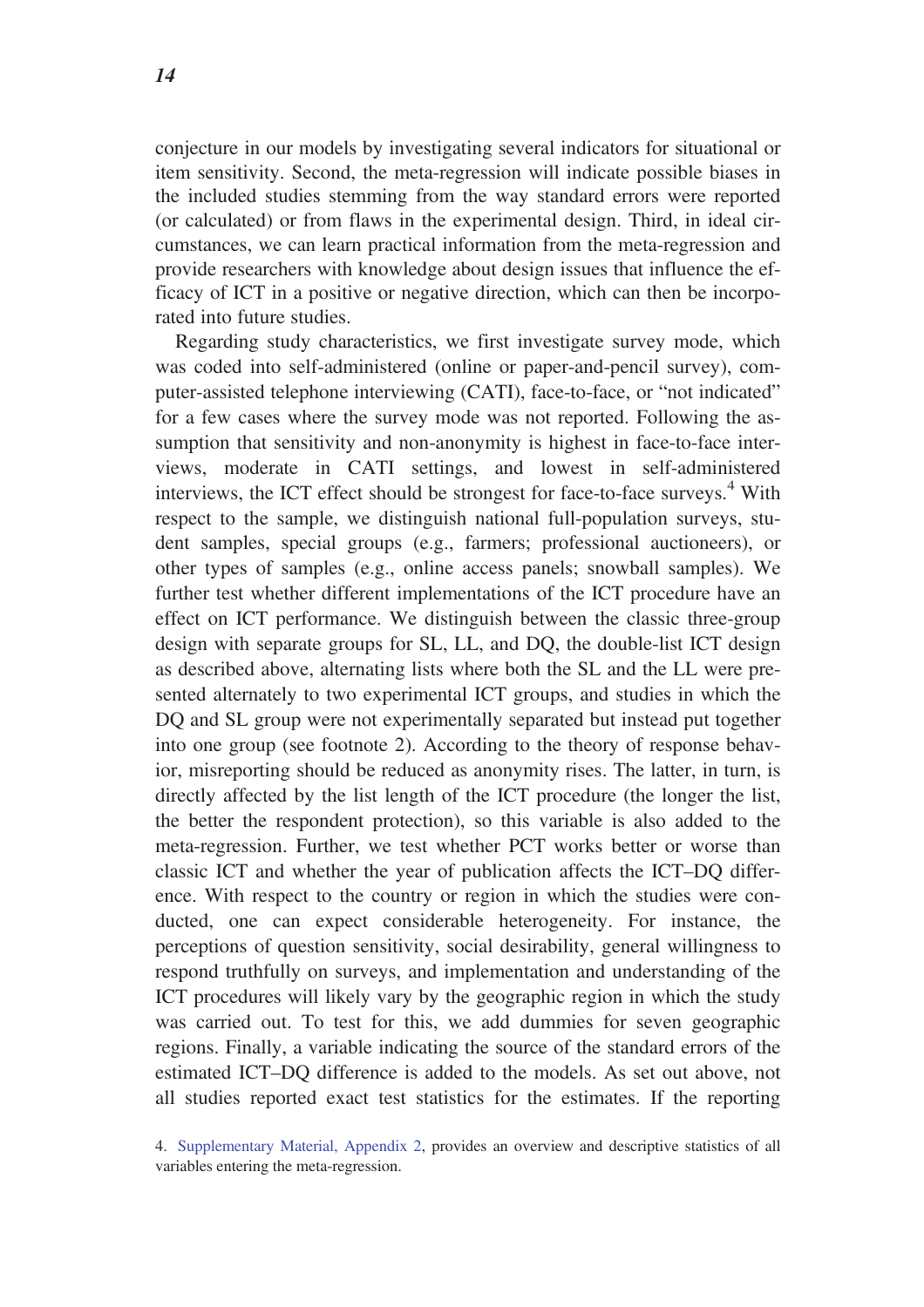conjecture in our models by investigating several indicators for situational or item sensitivity. Second, the meta-regression will indicate possible biases in the included studies stemming from the way standard errors were reported (or calculated) or from flaws in the experimental design. Third, in ideal circumstances, we can learn practical information from the meta-regression and provide researchers with knowledge about design issues that influence the efficacy of ICT in a positive or negative direction, which can then be incorporated into future studies.

Regarding study characteristics, we first investigate survey mode, which was coded into self-administered (online or paper-and-pencil survey), computer-assisted telephone interviewing (CATI), face-to-face, or "not indicated" for a few cases where the survey mode was not reported. Following the assumption that sensitivity and non-anonymity is highest in face-to-face interviews, moderate in CATI settings, and lowest in self-administered interviews, the ICT effect should be strongest for face-to-face surveys.[4] With respect to the sample, we distinguish national full-population surveys, student samples, special groups (e.g., farmers; professional auctioneers), or other types of samples (e.g., online access panels; snowball samples). We further test whether different implementations of the ICT procedure have an effect on ICT performance. We distinguish between the classic three-group design with separate groups for SL, LL, and DQ, the double-list ICT design as described above, alternating lists where both the SL and the LL were presented alternately to two experimental ICT groups, and studies in which the DQ and SL group were not experimentally separated but instead put together into one group (see footnote 2). According to the theory of response behavior, misreporting should be reduced as anonymity rises. The latter, in turn, is directly affected by the list length of the ICT procedure (the longer the list, the better the respondent protection), so this variable is also added to the meta-regression. Further, we test whether PCT works better or worse than classic ICT and whether the year of publication affects the ICT–DQ difference. With respect to the country or region in which the studies were conducted, one can expect considerable heterogeneity. For instance, the perceptions of question sensitivity, social desirability, general willingness to respond truthfully on surveys, and implementation and understanding of the ICT procedures will likely vary by the geographic region in which the study was carried out. To test for this, we add dummies for seven geographic regions. Finally, a variable indicating the source of the standard errors of the estimated ICT–DQ difference is added to the models. As set out above, not all studies reported exact test statistics for the estimates. If the reporting

4. Supplementary Material, Appendix 2, provides an overview and descriptive statistics of all variables entering the meta-regression.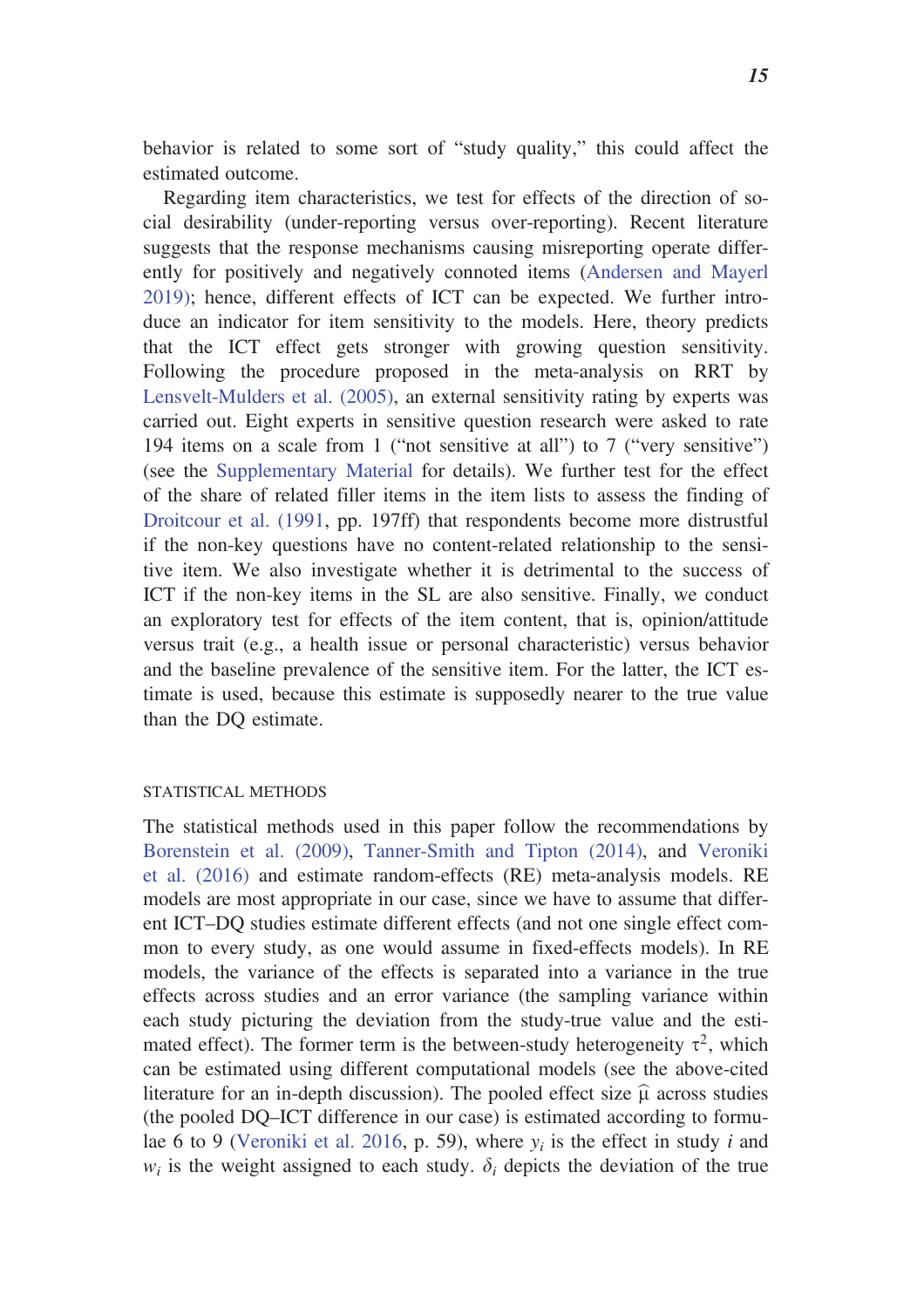behavior is related to some sort of "study quality," this could affect the estimated outcome.

Regarding item characteristics, we test for effects of the direction of social desirability (under-reporting versus over-reporting). Recent literature suggests that the response mechanisms causing misreporting operate differently for positively and negatively connoted items (Andersen and Mayerl 2019); hence, different effects of ICT can be expected. We further introduce an indicator for item sensitivity to the models. Here, theory predicts that the ICT effect gets stronger with growing question sensitivity. Following the procedure proposed in the meta-analysis on RRT by Lensvelt-Mulders et al. (2005), an external sensitivity rating by experts was carried out. Eight experts in sensitive question research were asked to rate 194 items on a scale from 1 ("not sensitive at all") to 7 ("very sensitive") (see the Supplementary Material for details). We further test for the effect of the share of related filler items in the item lists to assess the finding of Droitcour et al. (1991, pp. 197ff) that respondents become more distrustful if the non-key questions have no content-related relationship to the sensitive item. We also investigate whether it is detrimental to the success of ICT if the non-key items in the SL are also sensitive. Finally, we conduct an exploratory test for effects of the item content, that is, opinion/attitude versus trait (e.g., a health issue or personal characteristic) versus behavior and the baseline prevalence of the sensitive item. For the latter, the ICT estimate is used, because this estimate is supposedly nearer to the true value than the DQ estimate.

## STATISTICAL METHODS

The statistical methods used in this paper follow the recommendations by Borenstein et al. (2009), Tanner-Smith and Tipton (2014), and Veroniki et al. (2016) and estimate random-effects (RE) meta-analysis models. RE models are most appropriate in our case, since we have to assume that different ICT–DQ studies estimate different effects (and not one single effect common to every study, as one would assume in fixed-effects models). In RE models, the variance of the effects is separated into a variance in the true effects across studies and an error variance (the sampling variance within each study picturing the deviation from the study-true value and the estimated effect). The former term is the between-study heterogeneity $\tau^2$, which can be estimated using different computational models (see the above-cited literature for an in-depth discussion). The pooled effect size $\widehat{\mu}$ across studies (the pooled DQ–ICT difference in our case) is estimated according to formulae 6 to 9 (Veroniki et al. 2016, p. 59), where $y_i$ is the effect in study $i$ and $w_i$ is the weight assigned to each study. $\delta_i$ depicts the deviation of the true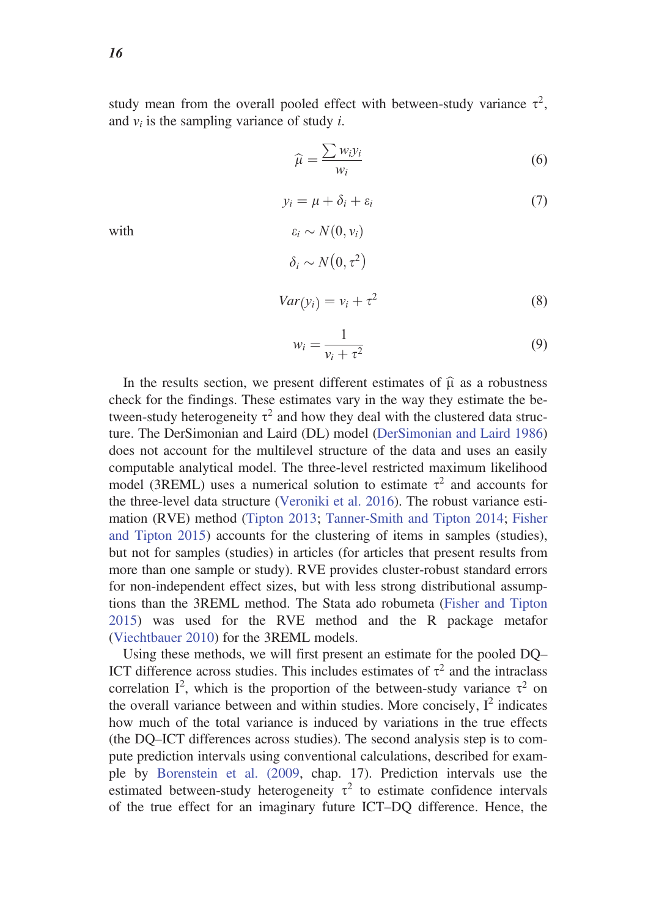study mean from the overall pooled effect with between-study variance $\tau^2$, and $v_i$ is the sampling variance of study $i$.

$$\widehat{\mu} = \frac{\sum w_i y_i}{w_i} \tag{6}$$

$$y_i = \mu + \delta_i + \varepsilon_i \tag{7}$$

with

$$\varepsilon_i \sim N(0, v_i)$$

$$\delta_i \sim N(0, \tau^2)$$

$$Var(y_i) = v_i + \tau^2 \tag{8}$$

$$w_i = \frac{1}{v_i + \tau^2} \tag{9}$$

In the results section, we present different estimates of $\widehat{\mu}$ as a robustness check for the findings. These estimates vary in the way they estimate the between-study heterogeneity $\tau^2$ and how they deal with the clustered data structure. The DerSimonian and Laird (DL) model (DerSimonian and Laird 1986) does not account for the multilevel structure of the data and uses an easily computable analytical model. The three-level restricted maximum likelihood model (3REML) uses a numerical solution to estimate $\tau^2$ and accounts for the three-level data structure (Veroniki et al. 2016). The robust variance estimation (RVE) method (Tipton 2013; Tanner-Smith and Tipton 2014; Fisher and Tipton 2015) accounts for the clustering of items in samples (studies), but not for samples (studies) in articles (for articles that present results from more than one sample or study). RVE provides cluster-robust standard errors for non-independent effect sizes, but with less strong distributional assumptions than the 3REML method. The Stata ado robumeta (Fisher and Tipton 2015) was used for the RVE method and the R package metafor (Viechtbauer 2010) for the 3REML models.

Using these methods, we will first present an estimate for the pooled DQ–ICT difference across studies. This includes estimates of $\tau^2$ and the intraclass correlation $I^2$, which is the proportion of the between-study variance $\tau^2$ on the overall variance between and within studies. More concisely, $I^2$ indicates how much of the total variance is induced by variations in the true effects (the DQ–ICT differences across studies). The second analysis step is to compute prediction intervals using conventional calculations, described for example by Borenstein et al. (2009, chap. 17). Prediction intervals use the estimated between-study heterogeneity $\tau^2$ to estimate confidence intervals of the true effect for an imaginary future ICT–DQ difference. Hence, the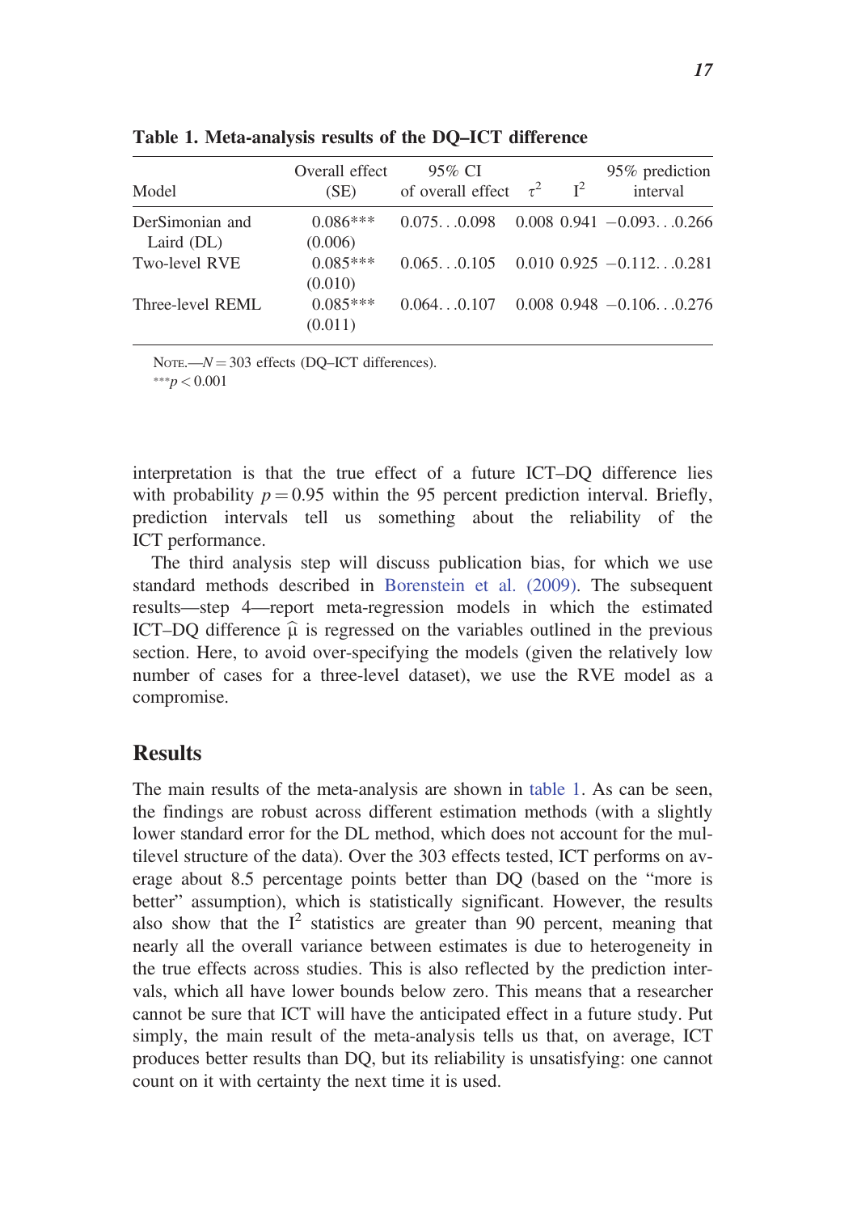**Table 1. Meta-analysis results of the DQ–ICT difference**

| Model | Overall effect (SE) | 95% CI of overall effect | $\tau^2$ | $I^2$ | 95% prediction interval |
|---|---|---|---|---|---|
| DerSimonian and Laird (DL) | 0.086*** (0.006) | 0.075…0.098 | 0.008 | 0.941 | −0.093…0.266 |
| Two-level RVE | 0.085*** (0.010) | 0.065…0.105 | 0.010 | 0.925 | −0.112…0.281 |
| Three-level REML | 0.085*** (0.011) | 0.064…0.107 | 0.008 | 0.948 | −0.106…0.276 |

NOTE.—$N = 303$ effects (DQ–ICT differences).
***$p < 0.001$

interpretation is that the true effect of a future ICT–DQ difference lies with probability $p = 0.95$ within the 95 percent prediction interval. Briefly, prediction intervals tell us something about the reliability of the ICT performance.

The third analysis step will discuss publication bias, for which we use standard methods described in Borenstein et al. (2009). The subsequent results—step 4—report meta-regression models in which the estimated ICT–DQ difference $\widehat{\mu}$ is regressed on the variables outlined in the previous section. Here, to avoid over-specifying the models (given the relatively low number of cases for a three-level dataset), we use the RVE model as a compromise.

## Results

The main results of the meta-analysis are shown in table 1. As can be seen, the findings are robust across different estimation methods (with a slightly lower standard error for the DL method, which does not account for the multilevel structure of the data). Over the 303 effects tested, ICT performs on average about 8.5 percentage points better than DQ (based on the "more is better" assumption), which is statistically significant. However, the results also show that the $I^2$ statistics are greater than 90 percent, meaning that nearly all the overall variance between estimates is due to heterogeneity in the true effects across studies. This is also reflected by the prediction intervals, which all have lower bounds below zero. This means that a researcher cannot be sure that ICT will have the anticipated effect in a future study. Put simply, the main result of the meta-analysis tells us that, on average, ICT produces better results than DQ, but its reliability is unsatisfying: one cannot count on it with certainty the next time it is used.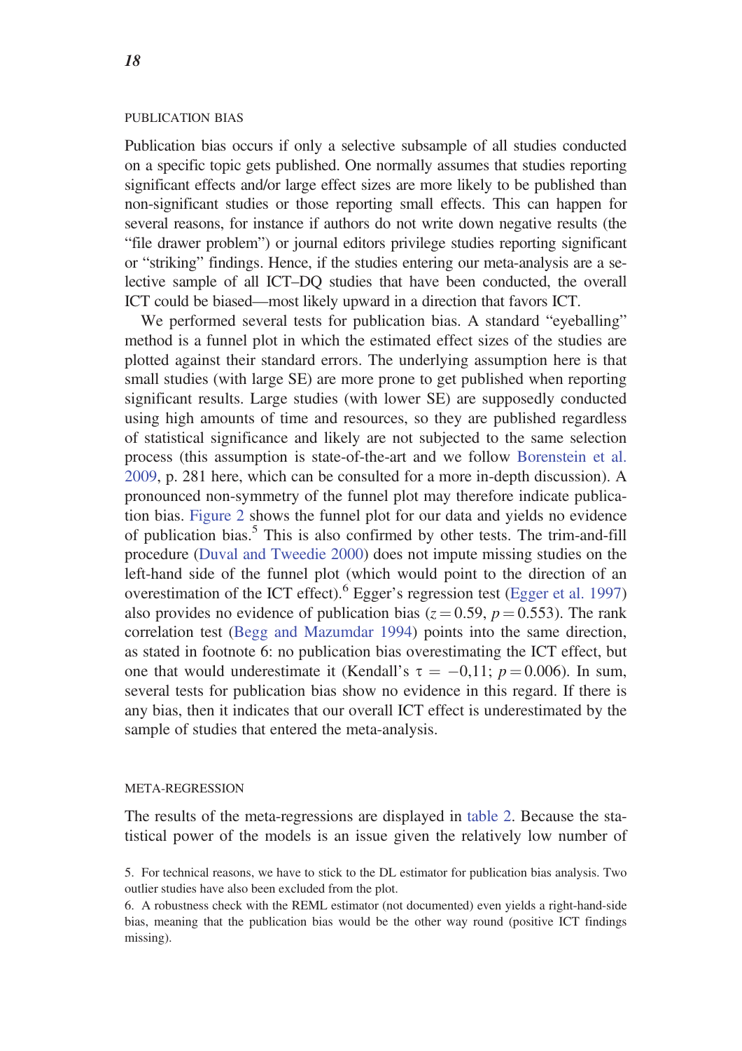## PUBLICATION BIAS

Publication bias occurs if only a selective subsample of all studies conducted on a specific topic gets published. One normally assumes that studies reporting significant effects and/or large effect sizes are more likely to be published than non-significant studies or those reporting small effects. This can happen for several reasons, for instance if authors do not write down negative results (the "file drawer problem") or journal editors privilege studies reporting significant or "striking" findings. Hence, if the studies entering our meta-analysis are a selective sample of all ICT–DQ studies that have been conducted, the overall ICT could be biased—most likely upward in a direction that favors ICT.

We performed several tests for publication bias. A standard "eyeballing" method is a funnel plot in which the estimated effect sizes of the studies are plotted against their standard errors. The underlying assumption here is that small studies (with large SE) are more prone to get published when reporting significant results. Large studies (with lower SE) are supposedly conducted using high amounts of time and resources, so they are published regardless of statistical significance and likely are not subjected to the same selection process (this assumption is state-of-the-art and we follow Borenstein et al. 2009, p. 281 here, which can be consulted for a more in-depth discussion). A pronounced non-symmetry of the funnel plot may therefore indicate publication bias. Figure 2 shows the funnel plot for our data and yields no evidence of publication bias.[5] This is also confirmed by other tests. The trim-and-fill procedure (Duval and Tweedie 2000) does not impute missing studies on the left-hand side of the funnel plot (which would point to the direction of an overestimation of the ICT effect).[6] Egger's regression test (Egger et al. 1997) also provides no evidence of publication bias ($z = 0.59$, $p = 0.553$). The rank correlation test (Begg and Mazumdar 1994) points into the same direction, as stated in footnote 6: no publication bias overestimating the ICT effect, but one that would underestimate it (Kendall's $\tau = -0{,}11$; $p = 0.006$). In sum, several tests for publication bias show no evidence in this regard. If there is any bias, then it indicates that our overall ICT effect is underestimated by the sample of studies that entered the meta-analysis.

## META-REGRESSION

The results of the meta-regressions are displayed in table 2. Because the statistical power of the models is an issue given the relatively low number of

5. For technical reasons, we have to stick to the DL estimator for publication bias analysis. Two outlier studies have also been excluded from the plot.

6. A robustness check with the REML estimator (not documented) even yields a right-hand-side bias, meaning that the publication bias would be the other way round (positive ICT findings missing).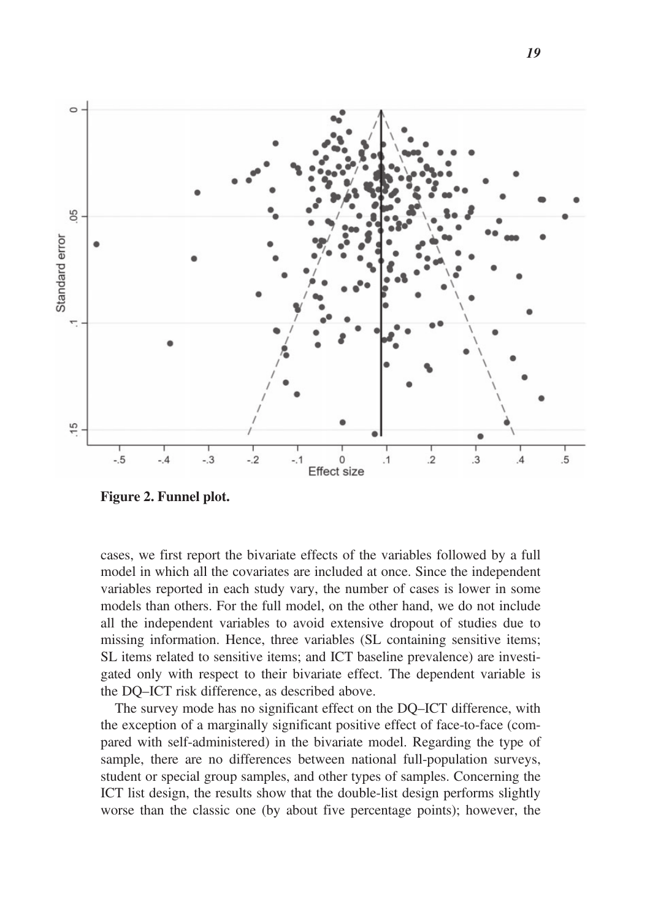**Figure 2. Funnel plot.**

cases, we first report the bivariate effects of the variables followed by a full model in which all the covariates are included at once. Since the independent variables reported in each study vary, the number of cases is lower in some models than others. For the full model, on the other hand, we do not include all the independent variables to avoid extensive dropout of studies due to missing information. Hence, three variables (SL containing sensitive items; SL items related to sensitive items; and ICT baseline prevalence) are investigated only with respect to their bivariate effect. The dependent variable is the DQ–ICT risk difference, as described above.

The survey mode has no significant effect on the DQ–ICT difference, with the exception of a marginally significant positive effect of face-to-face (compared with self-administered) in the bivariate model. Regarding the type of sample, there are no differences between national full-population surveys, student or special group samples, and other types of samples. Concerning the ICT list design, the results show that the double-list design performs slightly worse than the classic one (by about five percentage points); however, the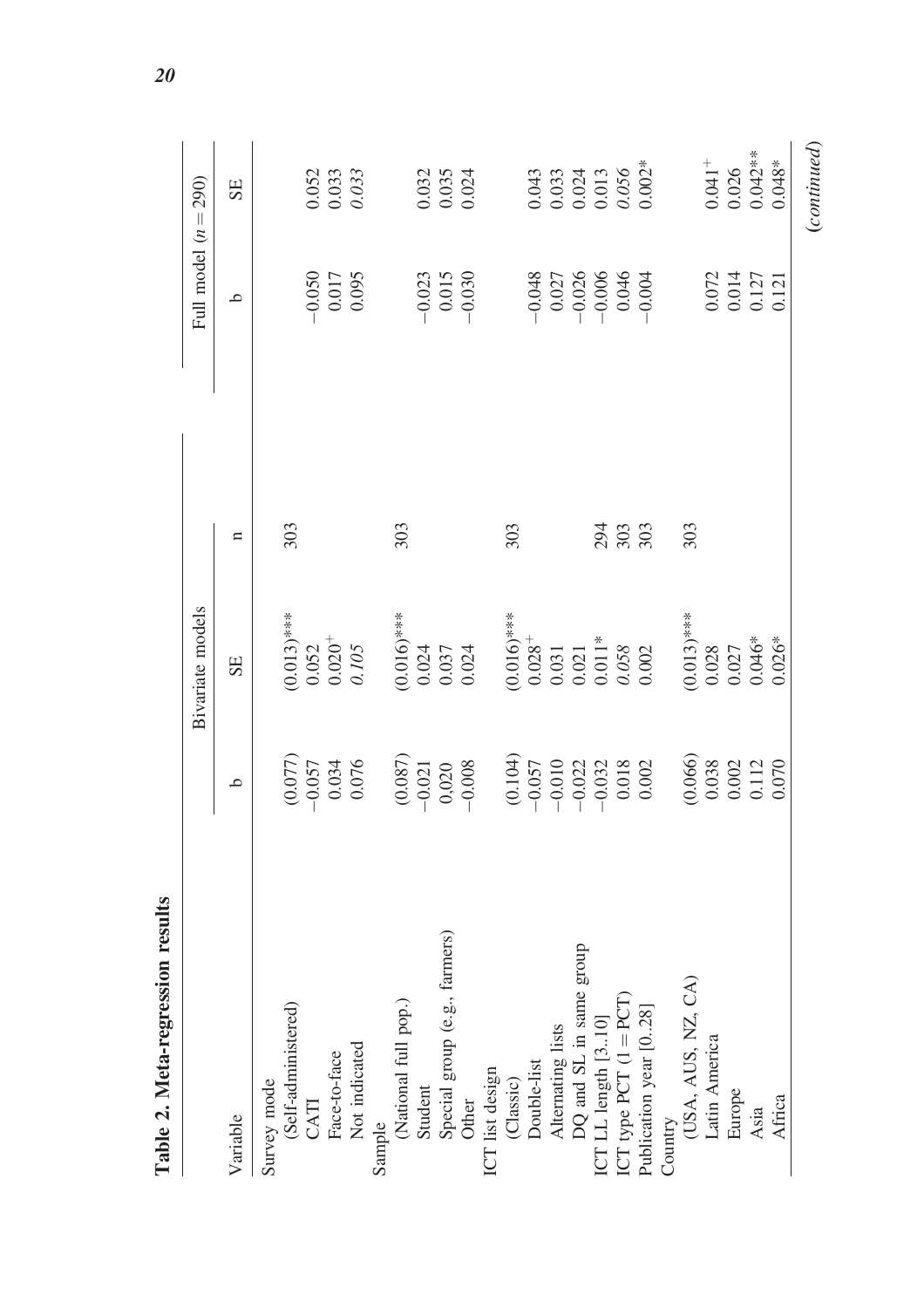**Table 2. Meta-regression results**

| Variable | Bivariate models | | | Full model ($n = 290$) | |
|---|---|---|---|---|---|
| | b | SE | n | b | SE |
| Survey mode | | | | | |
| (Self-administered) | (0.077) | (0.013)*** | 303 | | |
| CATI | −0.057 | 0.052 | | −0.050 | 0.052 |
| Face-to-face | 0.034 | $0.020^{+}$ | | 0.017 | 0.033 |
| Not indicated | 0.076 | *0.105* | | 0.095 | *0.033* |
| Sample | | | | | |
| (National full pop.) | (0.087) | (0.016)*** | 303 | | |
| Student | −0.021 | 0.024 | | −0.023 | 0.032 |
| Special group (e.g., farmers) | 0.020 | 0.037 | | 0.015 | 0.035 |
| Other | −0.008 | 0.024 | | −0.030 | 0.024 |
| ICT list design | | | | | |
| (Classic) | (0.104) | (0.016)*** | 303 | | |
| Double-list | −0.057 | $0.028^{+}$ | | −0.048 | 0.043 |
| Alternating lists | −0.010 | 0.031 | | 0.027 | 0.033 |
| DQ and SL in same group | −0.022 | 0.021 | | −0.026 | 0.024 |
| ICT LL length [3..10] | −0.032 | 0.011* | 294 | −0.006 | 0.013 |
| ICT type PCT (1 = PCT) | 0.018 | *0.058* | 303 | 0.046 | *0.056* |
| Publication year [0..28] | 0.002 | 0.002 | 303 | −0.004 | 0.002* |
| Country | | | | | |
| (USA, AUS, NZ, CA) | (0.066) | (0.013)*** | 303 | | |
| Latin America | 0.038 | 0.028 | | 0.072 | $0.041^{+}$ |
| Europe | 0.002 | 0.027 | | 0.014 | 0.026 |
| Asia | 0.112 | 0.046* | | 0.127 | 0.042** |
| Africa | 0.070 | 0.026* | | 0.121 | 0.048* |

*(continued)*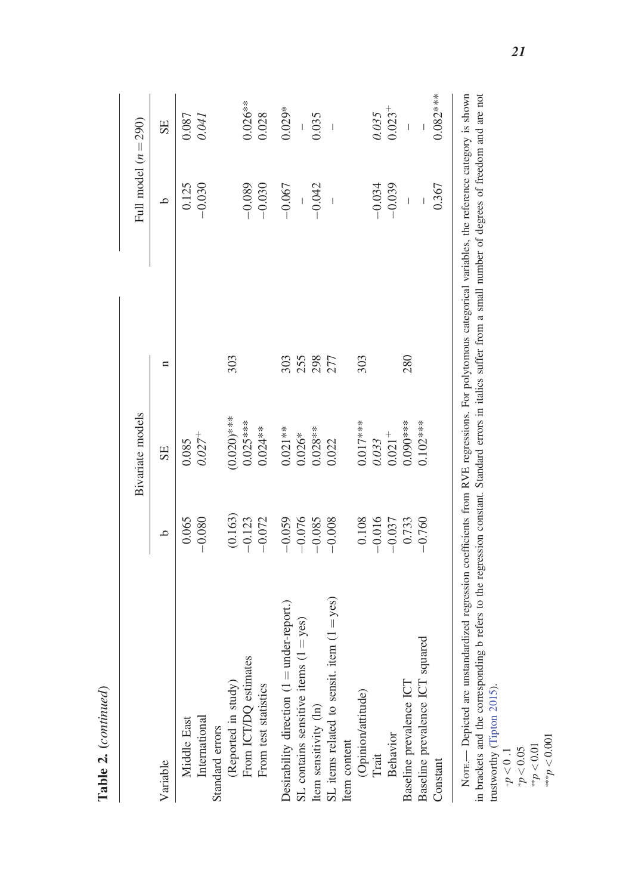**Table 2.** (*continued*)

| Variable | Bivariate models | | | Full model ($n = 290$) | |
|---|---|---|---|---|---|
| | b | SE | n | b | SE |
| Middle East | 0.065 | 0.085 | | 0.125 | 0.087 |
| International | −0.080 | *0.027*$^{+}$ | | −0.030 | *0.041* |
| Standard errors | | | 303 | | |
| (Reported in study) | (0.163) | (0.020)*** | | | |
| From ICT/DQ estimates | −0.123 | 0.025*** | | −0.089 | 0.026** |
| From test statistics | −0.072 | 0.024** | | −0.030 | 0.028 |
| Desirability direction (1 = under-report.) | −0.059 | 0.021** | 303 | −0.067 | 0.029* |
| SL contains sensitive items (1 = yes) | −0.076 | 0.026* | 255 | – | – |
| Item sensitivity (ln) | −0.085 | 0.028** | 298 | −0.042 | 0.035 |
| SL items related to sensit. item (1 = yes) | −0.008 | 0.022 | 277 | – | – |
| Item content | | | 303 | | |
| (Opinion/attitude) | 0.108 | 0.017*** | | | |
| Trait | −0.016 | *0.033* | | −0.034 | *0.035* |
| Behavior | −0.037 | 0.021$^{+}$ | | −0.039 | 0.023$^{+}$ |
| Baseline prevalence ICT | 0.733 | 0.090*** | 280 | – | – |
| Baseline prevalence ICT squared | −0.760 | 0.102*** | | – | – |
| Constant | | | | 0.367 | 0.082*** |

Note.— Depicted are unstandardized regression coefficients from RVE regressions. For polytomous categorical variables, the reference category is shown in brackets and the corresponding b refers to the regression constant. Standard errors in italics suffer from a small number of degrees of freedom and are not trustworthy (Tipton 2015).

$^{+}p < 0.1$

$^{*}p < 0.05$

$^{**}p < 0.01$

$^{***}p < 0.001$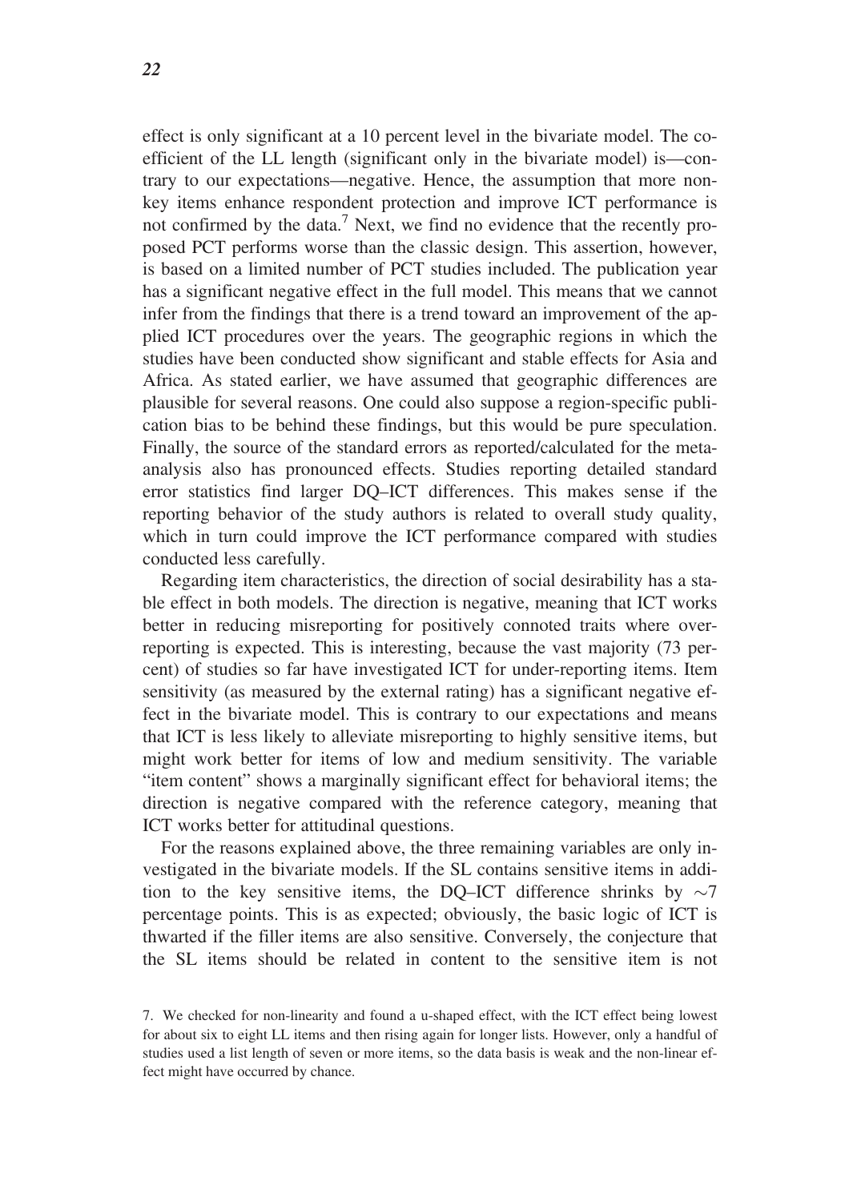effect is only significant at a 10 percent level in the bivariate model. The coefficient of the LL length (significant only in the bivariate model) is—contrary to our expectations—negative. Hence, the assumption that more nonkey items enhance respondent protection and improve ICT performance is not confirmed by the data.[7] Next, we find no evidence that the recently proposed PCT performs worse than the classic design. This assertion, however, is based on a limited number of PCT studies included. The publication year has a significant negative effect in the full model. This means that we cannot infer from the findings that there is a trend toward an improvement of the applied ICT procedures over the years. The geographic regions in which the studies have been conducted show significant and stable effects for Asia and Africa. As stated earlier, we have assumed that geographic differences are plausible for several reasons. One could also suppose a region-specific publication bias to be behind these findings, but this would be pure speculation. Finally, the source of the standard errors as reported/calculated for the meta-analysis also has pronounced effects. Studies reporting detailed standard error statistics find larger DQ–ICT differences. This makes sense if the reporting behavior of the study authors is related to overall study quality, which in turn could improve the ICT performance compared with studies conducted less carefully.

Regarding item characteristics, the direction of social desirability has a stable effect in both models. The direction is negative, meaning that ICT works better in reducing misreporting for positively connoted traits where overreporting is expected. This is interesting, because the vast majority (73 percent) of studies so far have investigated ICT for under-reporting items. Item sensitivity (as measured by the external rating) has a significant negative effect in the bivariate model. This is contrary to our expectations and means that ICT is less likely to alleviate misreporting to highly sensitive items, but might work better for items of low and medium sensitivity. The variable "item content" shows a marginally significant effect for behavioral items; the direction is negative compared with the reference category, meaning that ICT works better for attitudinal questions.

For the reasons explained above, the three remaining variables are only investigated in the bivariate models. If the SL contains sensitive items in addition to the key sensitive items, the DQ–ICT difference shrinks by ~7 percentage points. This is as expected; obviously, the basic logic of ICT is thwarted if the filler items are also sensitive. Conversely, the conjecture that the SL items should be related in content to the sensitive item is not

7. We checked for non-linearity and found a u-shaped effect, with the ICT effect being lowest for about six to eight LL items and then rising again for longer lists. However, only a handful of studies used a list length of seven or more items, so the data basis is weak and the non-linear effect might have occurred by chance.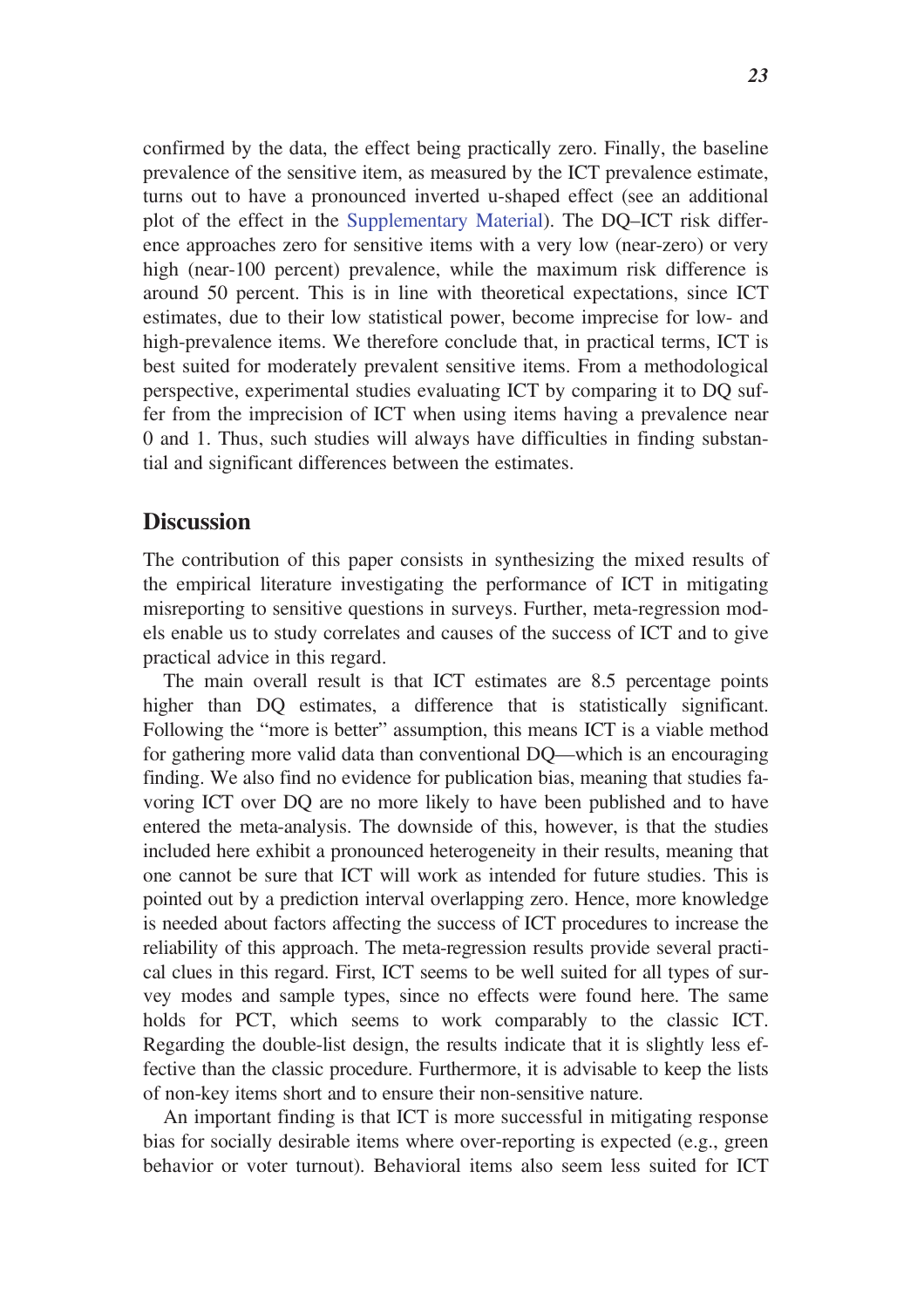confirmed by the data, the effect being practically zero. Finally, the baseline prevalence of the sensitive item, as measured by the ICT prevalence estimate, turns out to have a pronounced inverted u-shaped effect (see an additional plot of the effect in the Supplementary Material). The DQ–ICT risk difference approaches zero for sensitive items with a very low (near-zero) or very high (near-100 percent) prevalence, while the maximum risk difference is around 50 percent. This is in line with theoretical expectations, since ICT estimates, due to their low statistical power, become imprecise for low- and high-prevalence items. We therefore conclude that, in practical terms, ICT is best suited for moderately prevalent sensitive items. From a methodological perspective, experimental studies evaluating ICT by comparing it to DQ suffer from the imprecision of ICT when using items having a prevalence near 0 and 1. Thus, such studies will always have difficulties in finding substantial and significant differences between the estimates.

## Discussion

The contribution of this paper consists in synthesizing the mixed results of the empirical literature investigating the performance of ICT in mitigating misreporting to sensitive questions in surveys. Further, meta-regression models enable us to study correlates and causes of the success of ICT and to give practical advice in this regard.

The main overall result is that ICT estimates are 8.5 percentage points higher than DQ estimates, a difference that is statistically significant. Following the "more is better" assumption, this means ICT is a viable method for gathering more valid data than conventional DQ—which is an encouraging finding. We also find no evidence for publication bias, meaning that studies favoring ICT over DQ are no more likely to have been published and to have entered the meta-analysis. The downside of this, however, is that the studies included here exhibit a pronounced heterogeneity in their results, meaning that one cannot be sure that ICT will work as intended for future studies. This is pointed out by a prediction interval overlapping zero. Hence, more knowledge is needed about factors affecting the success of ICT procedures to increase the reliability of this approach. The meta-regression results provide several practical clues in this regard. First, ICT seems to be well suited for all types of survey modes and sample types, since no effects were found here. The same holds for PCT, which seems to work comparably to the classic ICT. Regarding the double-list design, the results indicate that it is slightly less effective than the classic procedure. Furthermore, it is advisable to keep the lists of non-key items short and to ensure their non-sensitive nature.

An important finding is that ICT is more successful in mitigating response bias for socially desirable items where over-reporting is expected (e.g., green behavior or voter turnout). Behavioral items also seem less suited for ICT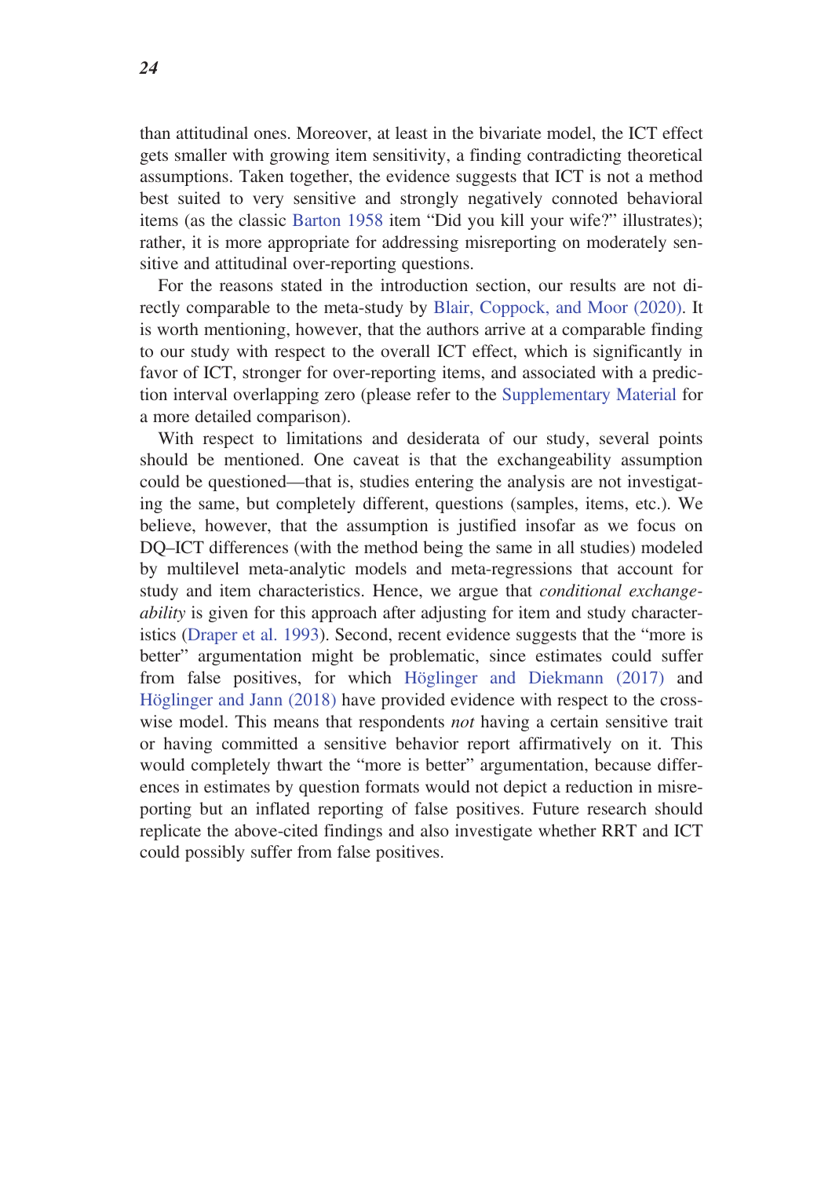than attitudinal ones. Moreover, at least in the bivariate model, the ICT effect gets smaller with growing item sensitivity, a finding contradicting theoretical assumptions. Taken together, the evidence suggests that ICT is not a method best suited to very sensitive and strongly negatively connoted behavioral items (as the classic Barton 1958 item "Did you kill your wife?" illustrates); rather, it is more appropriate for addressing misreporting on moderately sensitive and attitudinal over-reporting questions.

For the reasons stated in the introduction section, our results are not directly comparable to the meta-study by Blair, Coppock, and Moor (2020). It is worth mentioning, however, that the authors arrive at a comparable finding to our study with respect to the overall ICT effect, which is significantly in favor of ICT, stronger for over-reporting items, and associated with a prediction interval overlapping zero (please refer to the Supplementary Material for a more detailed comparison).

With respect to limitations and desiderata of our study, several points should be mentioned. One caveat is that the exchangeability assumption could be questioned—that is, studies entering the analysis are not investigating the same, but completely different, questions (samples, items, etc.). We believe, however, that the assumption is justified insofar as we focus on DQ–ICT differences (with the method being the same in all studies) modeled by multilevel meta-analytic models and meta-regressions that account for study and item characteristics. Hence, we argue that *conditional exchangeability* is given for this approach after adjusting for item and study characteristics (Draper et al. 1993). Second, recent evidence suggests that the "more is better" argumentation might be problematic, since estimates could suffer from false positives, for which Höglinger and Diekmann (2017) and Höglinger and Jann (2018) have provided evidence with respect to the crosswise model. This means that respondents *not* having a certain sensitive trait or having committed a sensitive behavior report affirmatively on it. This would completely thwart the "more is better" argumentation, because differences in estimates by question formats would not depict a reduction in misreporting but an inflated reporting of false positives. Future research should replicate the above-cited findings and also investigate whether RRT and ICT could possibly suffer from false positives.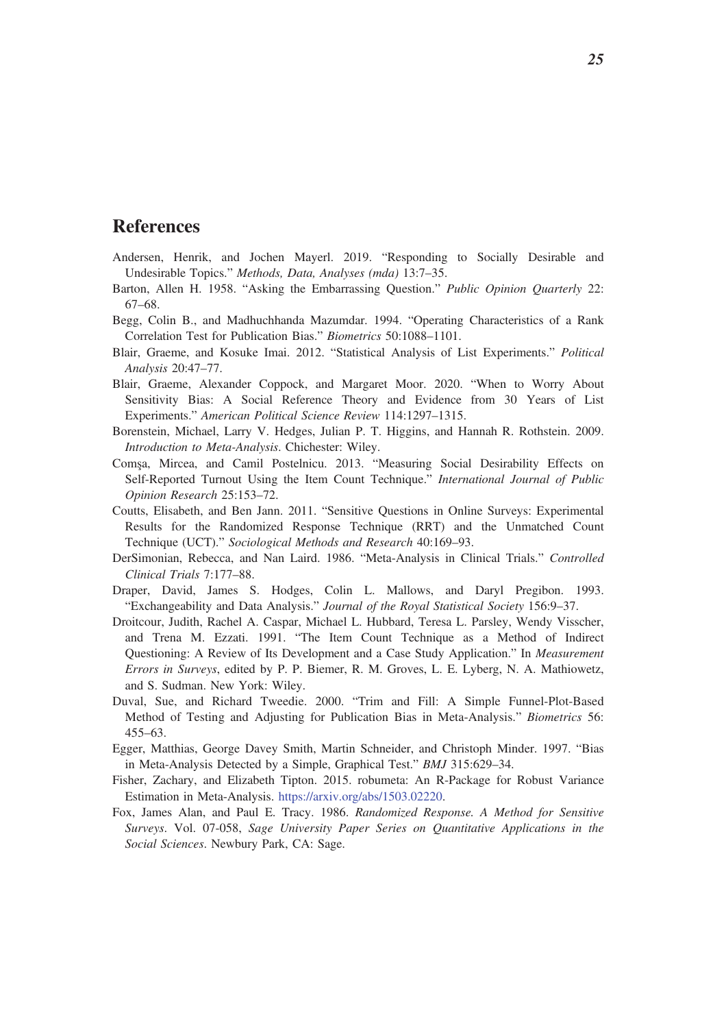## References

Andersen, Henrik, and Jochen Mayerl. 2019. "Responding to Socially Desirable and Undesirable Topics." *Methods, Data, Analyses (mda)* 13:7–35.

Barton, Allen H. 1958. "Asking the Embarrassing Question." *Public Opinion Quarterly* 22: 67–68.

Begg, Colin B., and Madhuchhanda Mazumdar. 1994. "Operating Characteristics of a Rank Correlation Test for Publication Bias." *Biometrics* 50:1088–1101.

Blair, Graeme, and Kosuke Imai. 2012. "Statistical Analysis of List Experiments." *Political Analysis* 20:47–77.

Blair, Graeme, Alexander Coppock, and Margaret Moor. 2020. "When to Worry About Sensitivity Bias: A Social Reference Theory and Evidence from 30 Years of List Experiments." *American Political Science Review* 114:1297–1315.

Borenstein, Michael, Larry V. Hedges, Julian P. T. Higgins, and Hannah R. Rothstein. 2009. *Introduction to Meta-Analysis*. Chichester: Wiley.

Comşa, Mircea, and Camil Postelnicu. 2013. "Measuring Social Desirability Effects on Self-Reported Turnout Using the Item Count Technique." *International Journal of Public Opinion Research* 25:153–72.

Coutts, Elisabeth, and Ben Jann. 2011. "Sensitive Questions in Online Surveys: Experimental Results for the Randomized Response Technique (RRT) and the Unmatched Count Technique (UCT)." *Sociological Methods and Research* 40:169–93.

DerSimonian, Rebecca, and Nan Laird. 1986. "Meta-Analysis in Clinical Trials." *Controlled Clinical Trials* 7:177–88.

Draper, David, James S. Hodges, Colin L. Mallows, and Daryl Pregibon. 1993. "Exchangeability and Data Analysis." *Journal of the Royal Statistical Society* 156:9–37.

Droitcour, Judith, Rachel A. Caspar, Michael L. Hubbard, Teresa L. Parsley, Wendy Visscher, and Trena M. Ezzati. 1991. "The Item Count Technique as a Method of Indirect Questioning: A Review of Its Development and a Case Study Application." In *Measurement Errors in Surveys*, edited by P. P. Biemer, R. M. Groves, L. E. Lyberg, N. A. Mathiowetz, and S. Sudman. New York: Wiley.

Duval, Sue, and Richard Tweedie. 2000. "Trim and Fill: A Simple Funnel-Plot-Based Method of Testing and Adjusting for Publication Bias in Meta-Analysis." *Biometrics* 56: 455–63.

Egger, Matthias, George Davey Smith, Martin Schneider, and Christoph Minder. 1997. "Bias in Meta-Analysis Detected by a Simple, Graphical Test." *BMJ* 315:629–34.

Fisher, Zachary, and Elizabeth Tipton. 2015. robumeta: An R-Package for Robust Variance Estimation in Meta-Analysis. https://arxiv.org/abs/1503.02220.

Fox, James Alan, and Paul E. Tracy. 1986. *Randomized Response. A Method for Sensitive Surveys*. Vol. 07-058, *Sage University Paper Series on Quantitative Applications in the Social Sciences*. Newbury Park, CA: Sage.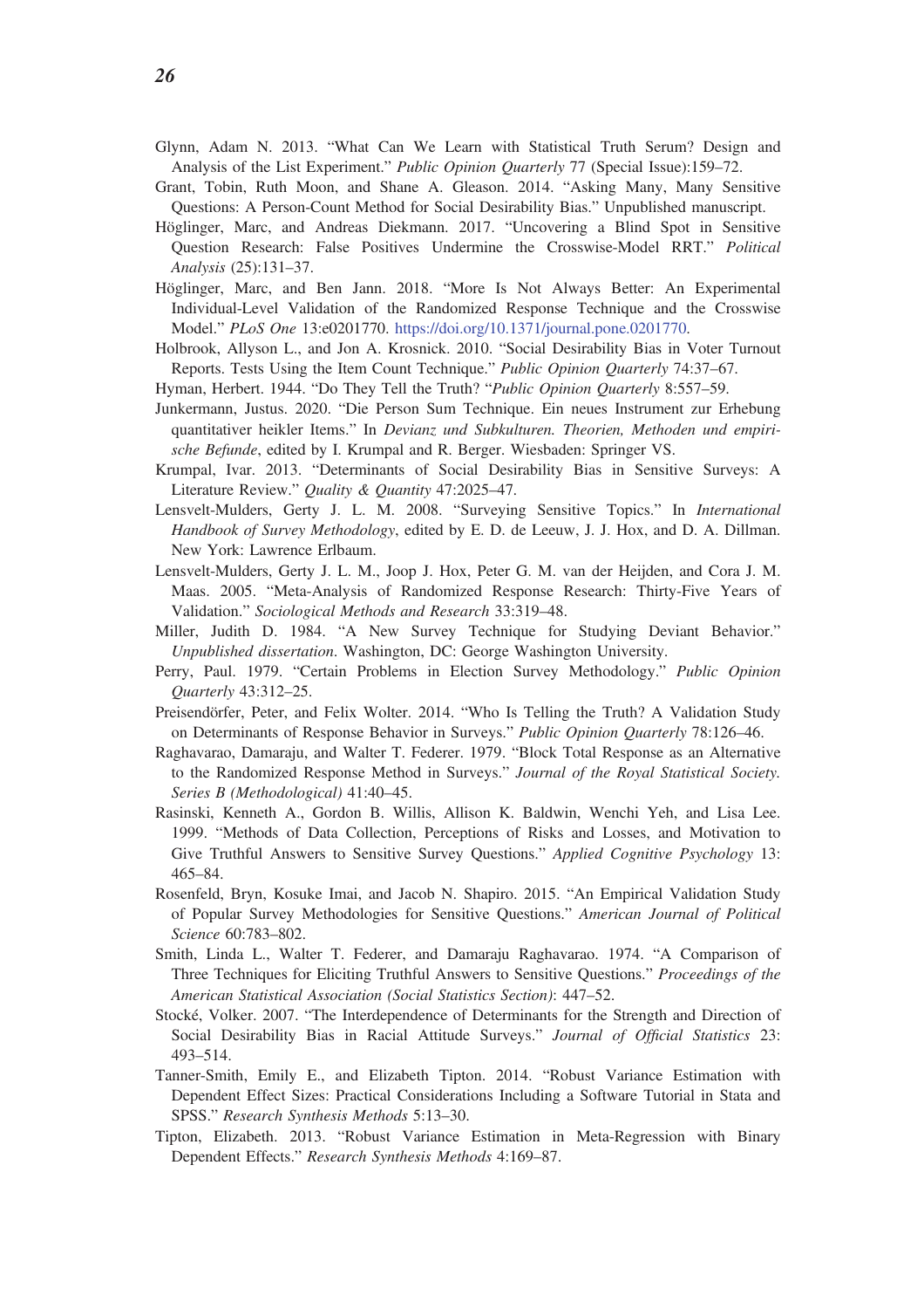Glynn, Adam N. 2013. "What Can We Learn with Statistical Truth Serum? Design and Analysis of the List Experiment." *Public Opinion Quarterly* 77 (Special Issue):159–72.

Grant, Tobin, Ruth Moon, and Shane A. Gleason. 2014. "Asking Many, Many Sensitive Questions: A Person-Count Method for Social Desirability Bias." Unpublished manuscript.

Höglinger, Marc, and Andreas Diekmann. 2017. "Uncovering a Blind Spot in Sensitive Question Research: False Positives Undermine the Crosswise-Model RRT." *Political Analysis* (25):131–37.

Höglinger, Marc, and Ben Jann. 2018. "More Is Not Always Better: An Experimental Individual-Level Validation of the Randomized Response Technique and the Crosswise Model." *PLoS One* 13:e0201770. https://doi.org/10.1371/journal.pone.0201770.

Holbrook, Allyson L., and Jon A. Krosnick. 2010. "Social Desirability Bias in Voter Turnout Reports. Tests Using the Item Count Technique." *Public Opinion Quarterly* 74:37–67.

Hyman, Herbert. 1944. "Do They Tell the Truth? "*Public Opinion Quarterly* 8:557–59.

Junkermann, Justus. 2020. "Die Person Sum Technique. Ein neues Instrument zur Erhebung quantitativer heikler Items." In *Devianz und Subkulturen. Theorien, Methoden und empirische Befunde*, edited by I. Krumpal and R. Berger. Wiesbaden: Springer VS.

Krumpal, Ivar. 2013. "Determinants of Social Desirability Bias in Sensitive Surveys: A Literature Review." *Quality & Quantity* 47:2025–47.

Lensvelt-Mulders, Gerty J. L. M. 2008. "Surveying Sensitive Topics." In *International Handbook of Survey Methodology*, edited by E. D. de Leeuw, J. J. Hox, and D. A. Dillman. New York: Lawrence Erlbaum.

Lensvelt-Mulders, Gerty J. L. M., Joop J. Hox, Peter G. M. van der Heijden, and Cora J. M. Maas. 2005. "Meta-Analysis of Randomized Response Research: Thirty-Five Years of Validation." *Sociological Methods and Research* 33:319–48.

Miller, Judith D. 1984. "A New Survey Technique for Studying Deviant Behavior." *Unpublished dissertation*. Washington, DC: George Washington University.

Perry, Paul. 1979. "Certain Problems in Election Survey Methodology." *Public Opinion Quarterly* 43:312–25.

Preisendörfer, Peter, and Felix Wolter. 2014. "Who Is Telling the Truth? A Validation Study on Determinants of Response Behavior in Surveys." *Public Opinion Quarterly* 78:126–46.

Raghavarao, Damaraju, and Walter T. Federer. 1979. "Block Total Response as an Alternative to the Randomized Response Method in Surveys." *Journal of the Royal Statistical Society. Series B (Methodological)* 41:40–45.

Rasinski, Kenneth A., Gordon B. Willis, Allison K. Baldwin, Wenchi Yeh, and Lisa Lee. 1999. "Methods of Data Collection, Perceptions of Risks and Losses, and Motivation to Give Truthful Answers to Sensitive Survey Questions." *Applied Cognitive Psychology* 13: 465–84.

Rosenfeld, Bryn, Kosuke Imai, and Jacob N. Shapiro. 2015. "An Empirical Validation Study of Popular Survey Methodologies for Sensitive Questions." *American Journal of Political Science* 60:783–802.

Smith, Linda L., Walter T. Federer, and Damaraju Raghavarao. 1974. "A Comparison of Three Techniques for Eliciting Truthful Answers to Sensitive Questions." *Proceedings of the American Statistical Association (Social Statistics Section)*: 447–52.

Stocké, Volker. 2007. "The Interdependence of Determinants for the Strength and Direction of Social Desirability Bias in Racial Attitude Surveys." *Journal of Official Statistics* 23: 493–514.

Tanner-Smith, Emily E., and Elizabeth Tipton. 2014. "Robust Variance Estimation with Dependent Effect Sizes: Practical Considerations Including a Software Tutorial in Stata and SPSS." *Research Synthesis Methods* 5:13–30.

Tipton, Elizabeth. 2013. "Robust Variance Estimation in Meta-Regression with Binary Dependent Effects." *Research Synthesis Methods* 4:169–87.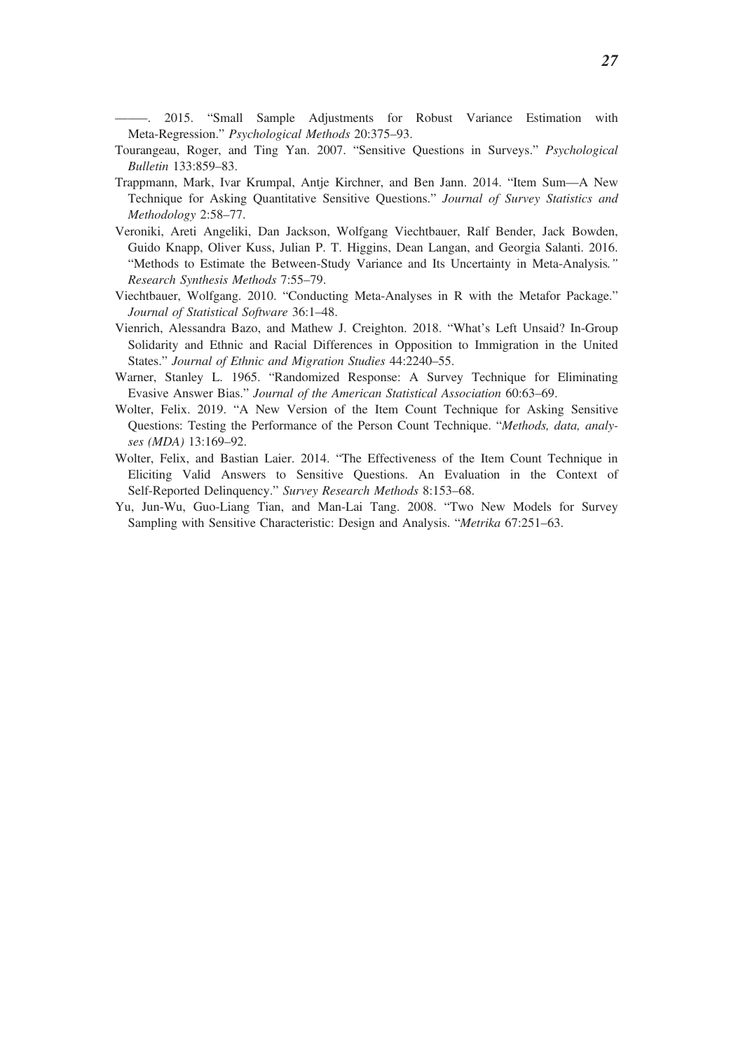———. 2015. "Small Sample Adjustments for Robust Variance Estimation with Meta-Regression." *Psychological Methods* 20:375–93.

Tourangeau, Roger, and Ting Yan. 2007. "Sensitive Questions in Surveys." *Psychological Bulletin* 133:859–83.

Trappmann, Mark, Ivar Krumpal, Antje Kirchner, and Ben Jann. 2014. "Item Sum—A New Technique for Asking Quantitative Sensitive Questions." *Journal of Survey Statistics and Methodology* 2:58–77.

Veroniki, Areti Angeliki, Dan Jackson, Wolfgang Viechtbauer, Ralf Bender, Jack Bowden, Guido Knapp, Oliver Kuss, Julian P. T. Higgins, Dean Langan, and Georgia Salanti. 2016. "Methods to Estimate the Between-Study Variance and Its Uncertainty in Meta-Analysis*." Research Synthesis Methods* 7:55–79.

Viechtbauer, Wolfgang. 2010. "Conducting Meta-Analyses in R with the Metafor Package." *Journal of Statistical Software* 36:1–48.

Vienrich, Alessandra Bazo, and Mathew J. Creighton. 2018. "What's Left Unsaid? In-Group Solidarity and Ethnic and Racial Differences in Opposition to Immigration in the United States." *Journal of Ethnic and Migration Studies* 44:2240–55.

Warner, Stanley L. 1965. "Randomized Response: A Survey Technique for Eliminating Evasive Answer Bias." *Journal of the American Statistical Association* 60:63–69.

Wolter, Felix. 2019. "A New Version of the Item Count Technique for Asking Sensitive Questions: Testing the Performance of the Person Count Technique. "*Methods, data, analyses (MDA)* 13:169–92.

Wolter, Felix, and Bastian Laier. 2014. "The Effectiveness of the Item Count Technique in Eliciting Valid Answers to Sensitive Questions. An Evaluation in the Context of Self-Reported Delinquency." *Survey Research Methods* 8:153–68.

Yu, Jun-Wu, Guo-Liang Tian, and Man-Lai Tang. 2008. "Two New Models for Survey Sampling with Sensitive Characteristic: Design and Analysis. "*Metrika* 67:251–63.